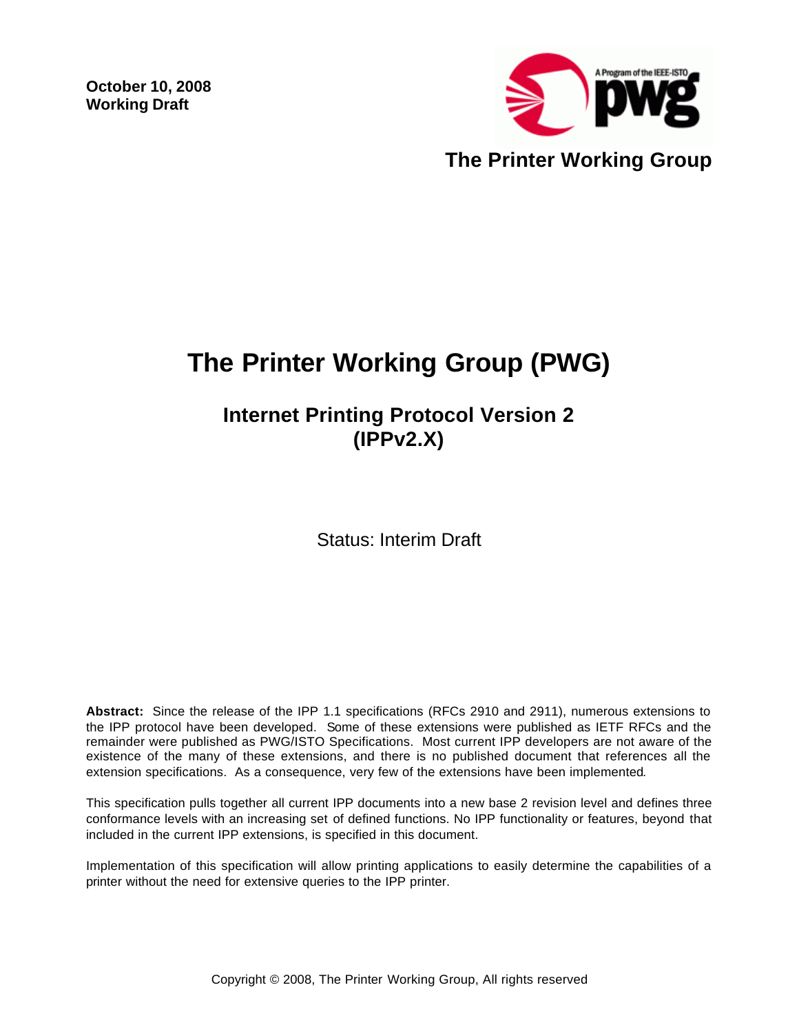**October 10, 2008**
**Working Draft**

**The Printer Working Group**

# The Printer Working Group (PWG)

## Internet Printing Protocol Version 2 (IPPv2.X)

Status: Interim Draft

**Abstract:** Since the release of the IPP 1.1 specifications (RFCs 2910 and 2911), numerous extensions to the IPP protocol have been developed. Some of these extensions were published as IETF RFCs and the remainder were published as PWG/ISTO Specifications. Most current IPP developers are not aware of the existence of the many of these extensions, and there is no published document that references all the extension specifications. As a consequence, very few of the extensions have been implemented.

This specification pulls together all current IPP documents into a new base 2 revision level and defines three conformance levels with an increasing set of defined functions. No IPP functionality or features, beyond that included in the current IPP extensions, is specified in this document.

Implementation of this specification will allow printing applications to easily determine the capabilities of a printer without the need for extensive queries to the IPP printer.

Copyright © 2008, The Printer Working Group, All rights reserved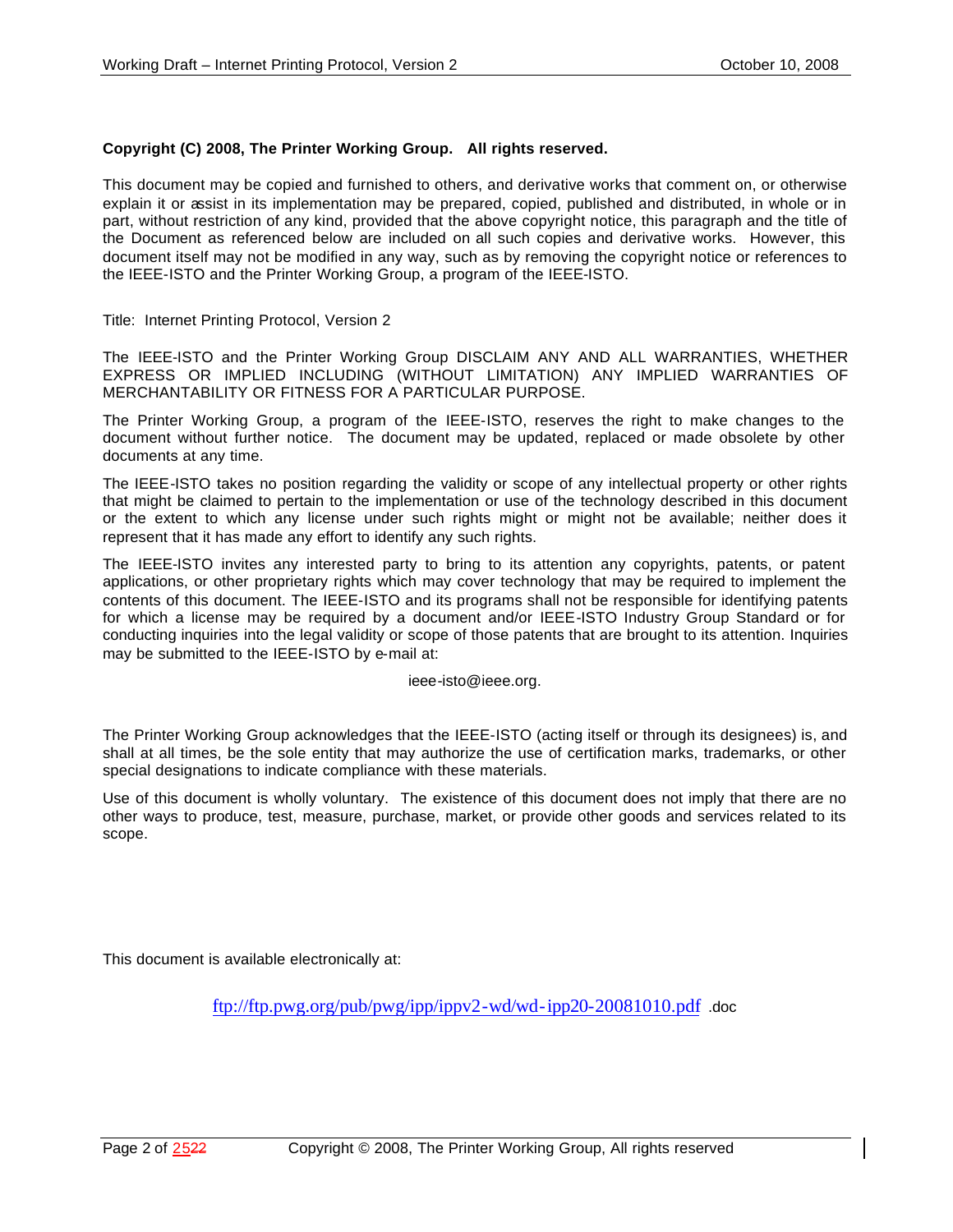**Copyright (C) 2008, The Printer Working Group. All rights reserved.**

This document may be copied and furnished to others, and derivative works that comment on, or otherwise explain it or assist in its implementation may be prepared, copied, published and distributed, in whole or in part, without restriction of any kind, provided that the above copyright notice, this paragraph and the title of the Document as referenced below are included on all such copies and derivative works. However, this document itself may not be modified in any way, such as by removing the copyright notice or references to the IEEE-ISTO and the Printer Working Group, a program of the IEEE-ISTO.

Title: Internet Printing Protocol, Version 2

The IEEE-ISTO and the Printer Working Group DISCLAIM ANY AND ALL WARRANTIES, WHETHER EXPRESS OR IMPLIED INCLUDING (WITHOUT LIMITATION) ANY IMPLIED WARRANTIES OF MERCHANTABILITY OR FITNESS FOR A PARTICULAR PURPOSE.

The Printer Working Group, a program of the IEEE-ISTO, reserves the right to make changes to the document without further notice. The document may be updated, replaced or made obsolete by other documents at any time.

The IEEE-ISTO takes no position regarding the validity or scope of any intellectual property or other rights that might be claimed to pertain to the implementation or use of the technology described in this document or the extent to which any license under such rights might or might not be available; neither does it represent that it has made any effort to identify any such rights.

The IEEE-ISTO invites any interested party to bring to its attention any copyrights, patents, or patent applications, or other proprietary rights which may cover technology that may be required to implement the contents of this document. The IEEE-ISTO and its programs shall not be responsible for identifying patents for which a license may be required by a document and/or IEEE-ISTO Industry Group Standard or for conducting inquiries into the legal validity or scope of those patents that are brought to its attention. Inquiries may be submitted to the IEEE-ISTO by e-mail at:

ieee-isto@ieee.org.

The Printer Working Group acknowledges that the IEEE-ISTO (acting itself or through its designees) is, and shall at all times, be the sole entity that may authorize the use of certification marks, trademarks, or other special designations to indicate compliance with these materials.

Use of this document is wholly voluntary. The existence of this document does not imply that there are no other ways to produce, test, measure, purchase, market, or provide other goods and services related to its scope.

This document is available electronically at:

ftp://ftp.pwg.org/pub/pwg/ipp/ippv2-wd/wd-ipp20-20081010.pdf .doc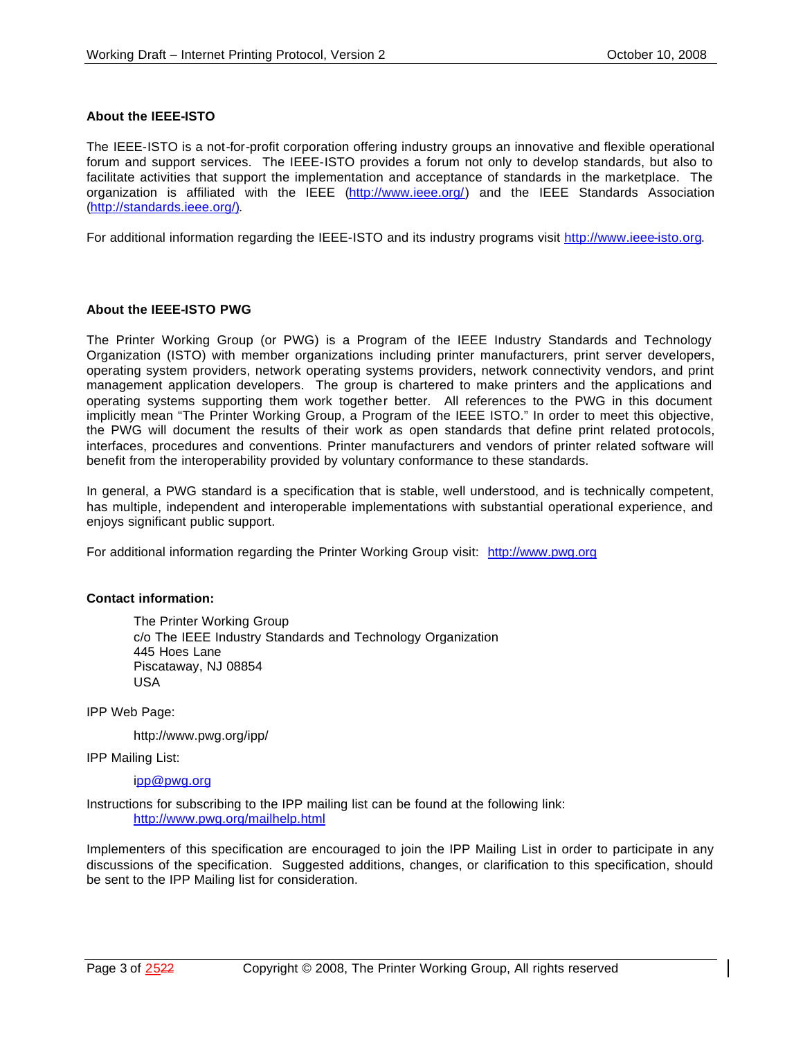**About the IEEE-ISTO**

The IEEE-ISTO is a not-for-profit corporation offering industry groups an innovative and flexible operational forum and support services. The IEEE-ISTO provides a forum not only to develop standards, but also to facilitate activities that support the implementation and acceptance of standards in the marketplace. The organization is affiliated with the IEEE (http://www.ieee.org/) and the IEEE Standards Association (http://standards.ieee.org/).

For additional information regarding the IEEE-ISTO and its industry programs visit http://www.ieee-isto.org.

**About the IEEE-ISTO PWG**

The Printer Working Group (or PWG) is a Program of the IEEE Industry Standards and Technology Organization (ISTO) with member organizations including printer manufacturers, print server developers, operating system providers, network operating systems providers, network connectivity vendors, and print management application developers. The group is chartered to make printers and the applications and operating systems supporting them work together better. All references to the PWG in this document implicitly mean "The Printer Working Group, a Program of the IEEE ISTO." In order to meet this objective, the PWG will document the results of their work as open standards that define print related protocols, interfaces, procedures and conventions. Printer manufacturers and vendors of printer related software will benefit from the interoperability provided by voluntary conformance to these standards.

In general, a PWG standard is a specification that is stable, well understood, and is technically competent, has multiple, independent and interoperable implementations with substantial operational experience, and enjoys significant public support.

For additional information regarding the Printer Working Group visit: http://www.pwg.org

**Contact information:**

The Printer Working Group
c/o The IEEE Industry Standards and Technology Organization
445 Hoes Lane
Piscataway, NJ 08854
USA

IPP Web Page:

http://www.pwg.org/ipp/

IPP Mailing List:

ipp@pwg.org

Instructions for subscribing to the IPP mailing list can be found at the following link:
http://www.pwg.org/mailhelp.html

Implementers of this specification are encouraged to join the IPP Mailing List in order to participate in any discussions of the specification. Suggested additions, changes, or clarification to this specification, should be sent to the IPP Mailing list for consideration.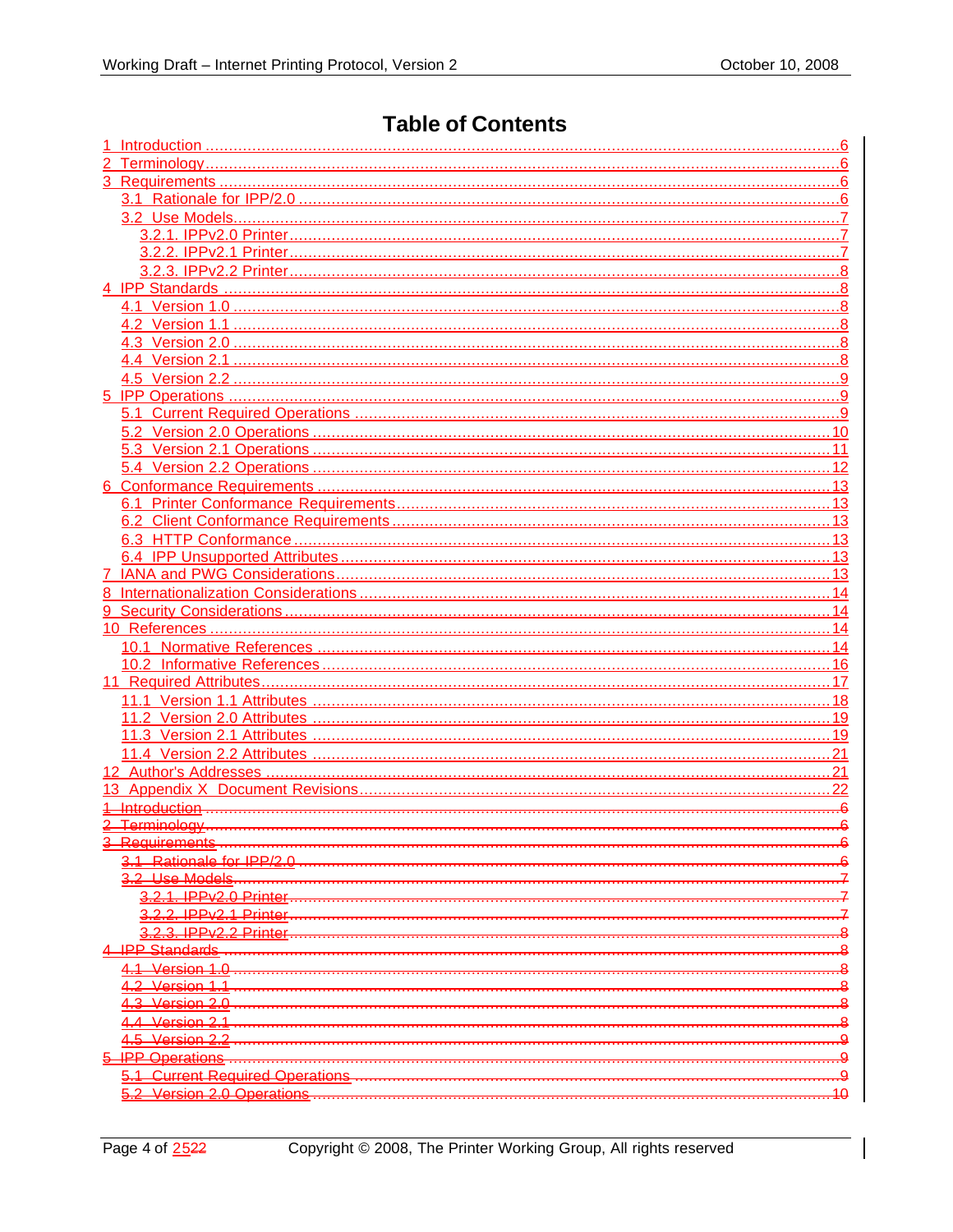# Table of Contents

1 Introduction ........................................................................ 6
2 Terminology ........................................................................ 6
3 Requirements ........................................................................ 6
  3.1 Rationale for IPP/2.0 ........................................................................ 6
  3.2 Use Models ........................................................................ 7
    3.2.1. IPPv2.0 Printer ........................................................................ 7
    3.2.2. IPPv2.1 Printer ........................................................................ 7
    3.2.3. IPPv2.2 Printer ........................................................................ 8
4 IPP Standards ........................................................................ 8
  4.1 Version 1.0 ........................................................................ 8
  4.2 Version 1.1 ........................................................................ 8
  4.3 Version 2.0 ........................................................................ 8
  4.4 Version 2.1 ........................................................................ 8
  4.5 Version 2.2 ........................................................................ 9
5 IPP Operations ........................................................................ 9
  5.1 Current Required Operations ........................................................................ 9
  5.2 Version 2.0 Operations ........................................................................ 10
  5.3 Version 2.1 Operations ........................................................................ 11
  5.4 Version 2.2 Operations ........................................................................ 12
6 Conformance Requirements ........................................................................ 13
  6.1 Printer Conformance Requirements ........................................................................ 13
  6.2 Client Conformance Requirements ........................................................................ 13
  6.3 HTTP Conformance ........................................................................ 13
  6.4 IPP Unsupported Attributes ........................................................................ 13
7 IANA and PWG Considerations ........................................................................ 13
8 Internationalization Considerations ........................................................................ 14
9 Security Considerations ........................................................................ 14
10 References ........................................................................ 14
  10.1 Normative References ........................................................................ 14
  10.2 Informative References ........................................................................ 16
11 Required Attributes ........................................................................ 17
  11.1 Version 1.1 Attributes ........................................................................ 18
  11.2 Version 2.0 Attributes ........................................................................ 19
  11.3 Version 2.1 Attributes ........................................................................ 19
  11.4 Version 2.2 Attributes ........................................................................ 21
12 Author's Addresses ........................................................................ 21
13 Appendix X Document Revisions ........................................................................ 22

~~1 Introduction ........................................................................ 6~~
~~2 Terminology ........................................................................ 6~~
~~3 Requirements ........................................................................ 6~~
  ~~3.1 Rationale for IPP/2.0 ........................................................................ 6~~
  ~~3.2 Use Models ........................................................................ 7~~
    ~~3.2.1. IPPv2.0 Printer ........................................................................ 7~~
    ~~3.2.2. IPPv2.1 Printer ........................................................................ 7~~
    ~~3.2.3. IPPv2.2 Printer ........................................................................ 8~~
~~4 IPP Standards ........................................................................ 8~~
  ~~4.1 Version 1.0 ........................................................................ 8~~
  ~~4.2 Version 1.1 ........................................................................ 8~~
  ~~4.3 Version 2.0 ........................................................................ 8~~
  ~~4.4 Version 2.1 ........................................................................ 8~~
  ~~4.5 Version 2.2 ........................................................................ 9~~
~~5 IPP Operations ........................................................................ 9~~
  ~~5.1 Current Required Operations ........................................................................ 9~~
  ~~5.2 Version 2.0 Operations ........................................................................ 10~~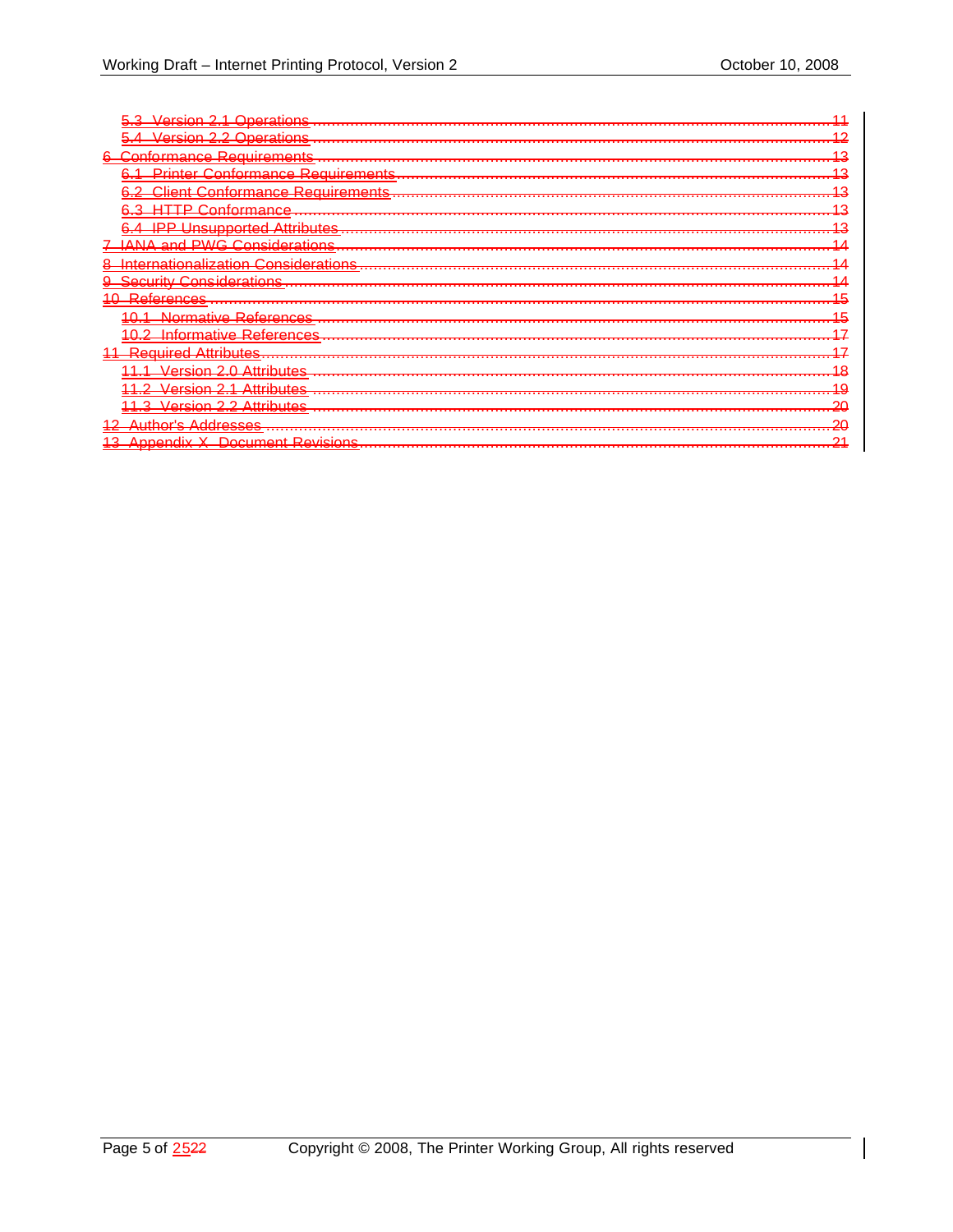~~5.3 Version 2.1 Operations ........................................................................................................ 11~~
~~5.4 Version 2.2 Operations ........................................................................................................ 12~~
~~6 Conformance Requirements ...................................................................................................... 13~~
~~6.1 Printer Conformance Requirements ..................................................................................... 13~~
~~6.2 Client Conformance Requirements ...................................................................................... 13~~
~~6.3 HTTP Conformance ............................................................................................................... 13~~
~~6.4 IPP Unsupported Attributes ................................................................................................... 13~~
~~7 IANA and PWG Considerations ................................................................................................. 14~~
~~8 Internationalization Considerations ............................................................................................ 14~~
~~9 Security Considerations .............................................................................................................. 14~~
~~10 References ................................................................................................................................ 15~~
~~10.1 Normative References ......................................................................................................... 15~~
~~10.2 Informative References ....................................................................................................... 17~~
~~11 Required Attributes ................................................................................................................... 17~~
~~11.1 Version 2.0 Attributes .......................................................................................................... 18~~
~~11.2 Version 2.1 Attributes .......................................................................................................... 19~~
~~11.3 Version 2.2 Attributes .......................................................................................................... 20~~
~~12 Author's Addresses ................................................................................................................... 20~~
~~13 Appendix X - Document Revisions ............................................................................................ 21~~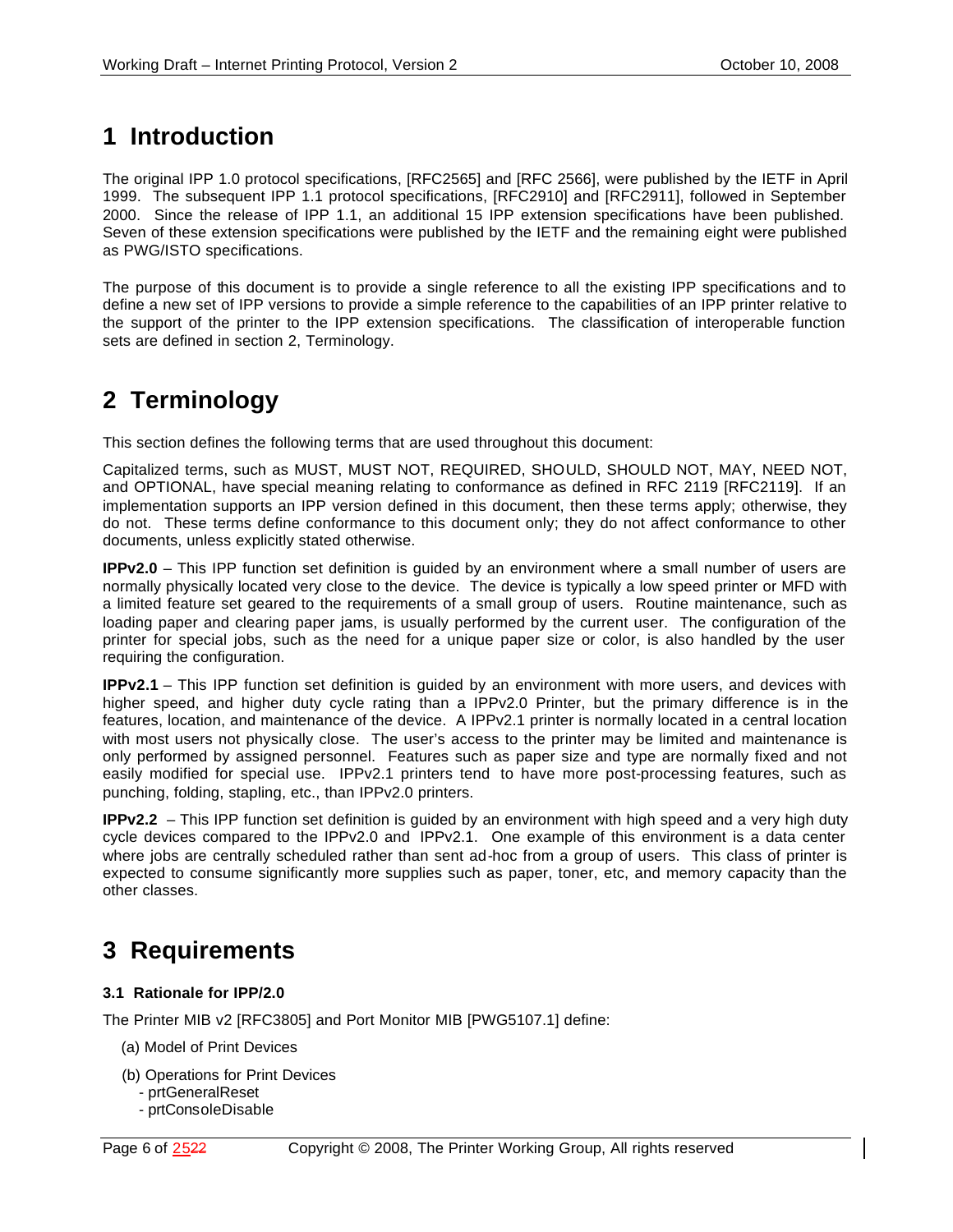# 1 Introduction

The original IPP 1.0 protocol specifications, [RFC2565] and [RFC 2566], were published by the IETF in April 1999. The subsequent IPP 1.1 protocol specifications, [RFC2910] and [RFC2911], followed in September 2000. Since the release of IPP 1.1, an additional 15 IPP extension specifications have been published. Seven of these extension specifications were published by the IETF and the remaining eight were published as PWG/ISTO specifications.

The purpose of this document is to provide a single reference to all the existing IPP specifications and to define a new set of IPP versions to provide a simple reference to the capabilities of an IPP printer relative to the support of the printer to the IPP extension specifications. The classification of interoperable function sets are defined in section 2, Terminology.

# 2 Terminology

This section defines the following terms that are used throughout this document:

Capitalized terms, such as MUST, MUST NOT, REQUIRED, SHOULD, SHOULD NOT, MAY, NEED NOT, and OPTIONAL, have special meaning relating to conformance as defined in RFC 2119 [RFC2119]. If an implementation supports an IPP version defined in this document, then these terms apply; otherwise, they do not. These terms define conformance to this document only; they do not affect conformance to other documents, unless explicitly stated otherwise.

**IPPv2.0** – This IPP function set definition is guided by an environment where a small number of users are normally physically located very close to the device. The device is typically a low speed printer or MFD with a limited feature set geared to the requirements of a small group of users. Routine maintenance, such as loading paper and clearing paper jams, is usually performed by the current user. The configuration of the printer for special jobs, such as the need for a unique paper size or color, is also handled by the user requiring the configuration.

**IPPv2.1** – This IPP function set definition is guided by an environment with more users, and devices with higher speed, and higher duty cycle rating than a IPPv2.0 Printer, but the primary difference is in the features, location, and maintenance of the device. A IPPv2.1 printer is normally located in a central location with most users not physically close. The user's access to the printer may be limited and maintenance is only performed by assigned personnel. Features such as paper size and type are normally fixed and not easily modified for special use. IPPv2.1 printers tend to have more post-processing features, such as punching, folding, stapling, etc., than IPPv2.0 printers.

**IPPv2.2** – This IPP function set definition is guided by an environment with high speed and a very high duty cycle devices compared to the IPPv2.0 and IPPv2.1. One example of this environment is a data center where jobs are centrally scheduled rather than sent ad-hoc from a group of users. This class of printer is expected to consume significantly more supplies such as paper, toner, etc, and memory capacity than the other classes.

# 3 Requirements

### 3.1 Rationale for IPP/2.0

The Printer MIB v2 [RFC3805] and Port Monitor MIB [PWG5107.1] define:

(a) Model of Print Devices

(b) Operations for Print Devices
- prtGeneralReset
- prtConsoleDisable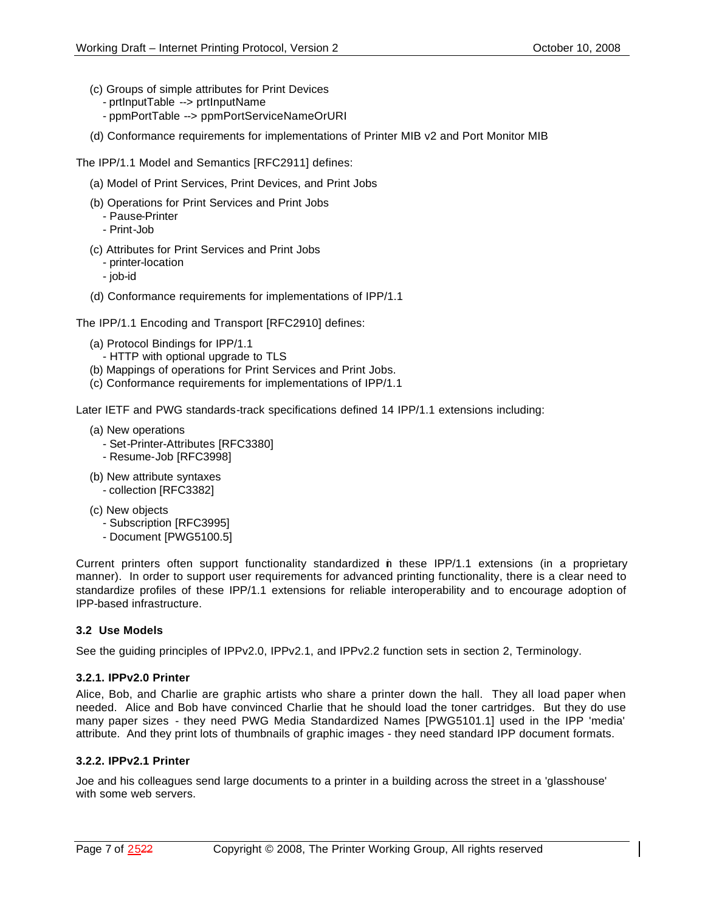(c) Groups of simple attributes for Print Devices
   - prtInputTable --> prtInputName
   - ppmPortTable --> ppmPortServiceNameOrURI

(d) Conformance requirements for implementations of Printer MIB v2 and Port Monitor MIB

The IPP/1.1 Model and Semantics [RFC2911] defines:

(a) Model of Print Services, Print Devices, and Print Jobs

(b) Operations for Print Services and Print Jobs
   - Pause-Printer
   - Print-Job

(c) Attributes for Print Services and Print Jobs
   - printer-location
   - job-id

(d) Conformance requirements for implementations of IPP/1.1

The IPP/1.1 Encoding and Transport [RFC2910] defines:

(a) Protocol Bindings for IPP/1.1
   - HTTP with optional upgrade to TLS
(b) Mappings of operations for Print Services and Print Jobs.
(c) Conformance requirements for implementations of IPP/1.1

Later IETF and PWG standards-track specifications defined 14 IPP/1.1 extensions including:

(a) New operations
   - Set-Printer-Attributes [RFC3380]
   - Resume-Job [RFC3998]

(b) New attribute syntaxes
   - collection [RFC3382]

(c) New objects
   - Subscription [RFC3995]
   - Document [PWG5100.5]

Current printers often support functionality standardized in these IPP/1.1 extensions (in a proprietary manner). In order to support user requirements for advanced printing functionality, there is a clear need to standardize profiles of these IPP/1.1 extensions for reliable interoperability and to encourage adoption of IPP-based infrastructure.

### 3.2 Use Models

See the guiding principles of IPPv2.0, IPPv2.1, and IPPv2.2 function sets in section 2, Terminology.

#### 3.2.1. IPPv2.0 Printer

Alice, Bob, and Charlie are graphic artists who share a printer down the hall. They all load paper when needed. Alice and Bob have convinced Charlie that he should load the toner cartridges. But they do use many paper sizes - they need PWG Media Standardized Names [PWG5101.1] used in the IPP 'media' attribute. And they print lots of thumbnails of graphic images - they need standard IPP document formats.

#### 3.2.2. IPPv2.1 Printer

Joe and his colleagues send large documents to a printer in a building across the street in a 'glasshouse' with some web servers.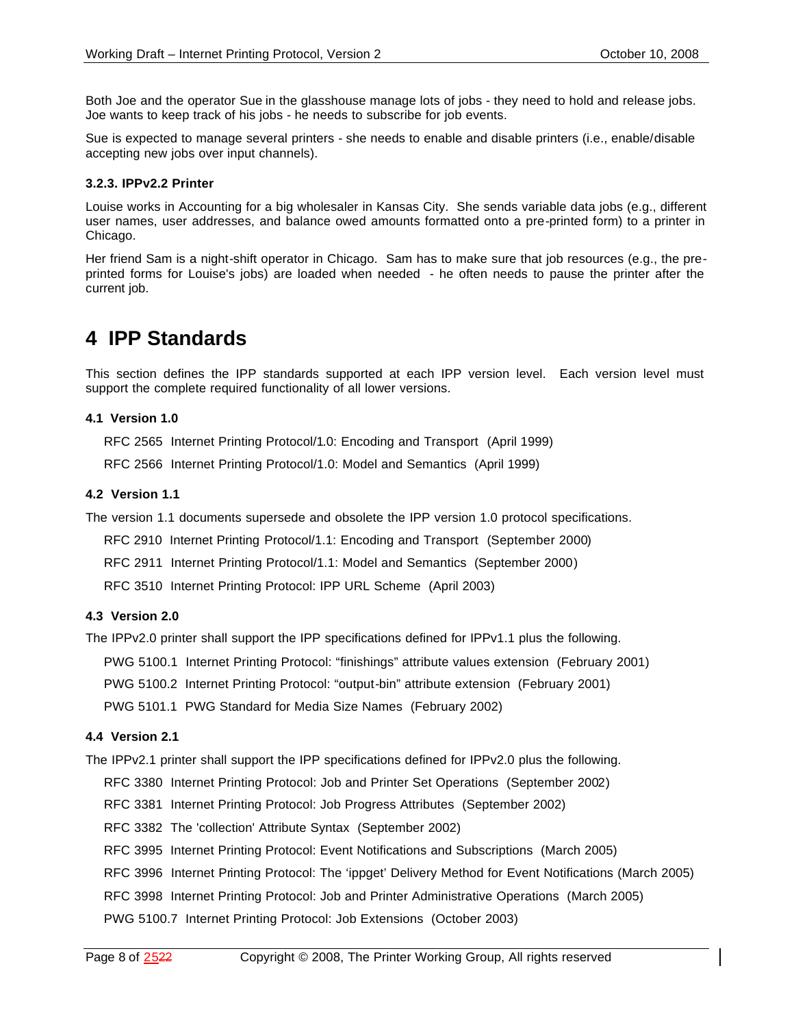Both Joe and the operator Sue in the glasshouse manage lots of jobs - they need to hold and release jobs. Joe wants to keep track of his jobs - he needs to subscribe for job events.

Sue is expected to manage several printers - she needs to enable and disable printers (i.e., enable/disable accepting new jobs over input channels).

#### 3.2.3. IPPv2.2 Printer

Louise works in Accounting for a big wholesaler in Kansas City. She sends variable data jobs (e.g., different user names, user addresses, and balance owed amounts formatted onto a pre-printed form) to a printer in Chicago.

Her friend Sam is a night-shift operator in Chicago. Sam has to make sure that job resources (e.g., the pre-printed forms for Louise's jobs) are loaded when needed - he often needs to pause the printer after the current job.

# 4 IPP Standards

This section defines the IPP standards supported at each IPP version level. Each version level must support the complete required functionality of all lower versions.

### 4.1 Version 1.0

RFC 2565 Internet Printing Protocol/1.0: Encoding and Transport (April 1999)

RFC 2566 Internet Printing Protocol/1.0: Model and Semantics (April 1999)

### 4.2 Version 1.1

The version 1.1 documents supersede and obsolete the IPP version 1.0 protocol specifications.

RFC 2910 Internet Printing Protocol/1.1: Encoding and Transport (September 2000)

RFC 2911 Internet Printing Protocol/1.1: Model and Semantics (September 2000)

RFC 3510 Internet Printing Protocol: IPP URL Scheme (April 2003)

### 4.3 Version 2.0

The IPPv2.0 printer shall support the IPP specifications defined for IPPv1.1 plus the following.

PWG 5100.1 Internet Printing Protocol: “finishings” attribute values extension (February 2001)

PWG 5100.2 Internet Printing Protocol: “output-bin” attribute extension (February 2001)

PWG 5101.1 PWG Standard for Media Size Names (February 2002)

### 4.4 Version 2.1

The IPPv2.1 printer shall support the IPP specifications defined for IPPv2.0 plus the following.

RFC 3380 Internet Printing Protocol: Job and Printer Set Operations (September 2002)

RFC 3381 Internet Printing Protocol: Job Progress Attributes (September 2002)

RFC 3382 The 'collection' Attribute Syntax (September 2002)

RFC 3995 Internet Printing Protocol: Event Notifications and Subscriptions (March 2005)

RFC 3996 Internet Printing Protocol: The ‘ippget’ Delivery Method for Event Notifications (March 2005)

RFC 3998 Internet Printing Protocol: Job and Printer Administrative Operations (March 2005)

PWG 5100.7 Internet Printing Protocol: Job Extensions (October 2003)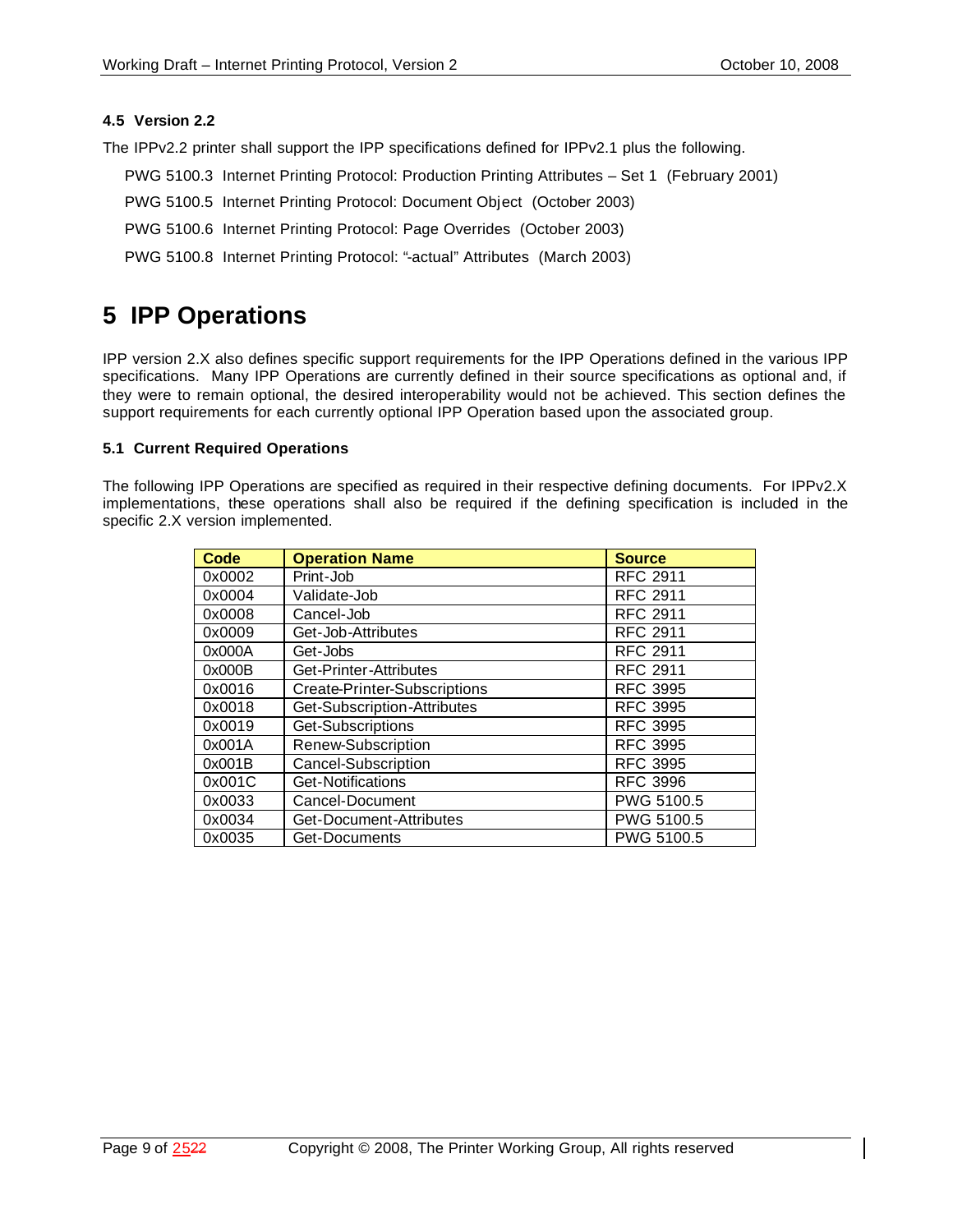### 4.5 Version 2.2

The IPPv2.2 printer shall support the IPP specifications defined for IPPv2.1 plus the following.

PWG 5100.3 Internet Printing Protocol: Production Printing Attributes – Set 1 (February 2001)

PWG 5100.5 Internet Printing Protocol: Document Object (October 2003)

PWG 5100.6 Internet Printing Protocol: Page Overrides (October 2003)

PWG 5100.8 Internet Printing Protocol: "-actual" Attributes (March 2003)

# 5 IPP Operations

IPP version 2.X also defines specific support requirements for the IPP Operations defined in the various IPP specifications. Many IPP Operations are currently defined in their source specifications as optional and, if they were to remain optional, the desired interoperability would not be achieved. This section defines the support requirements for each currently optional IPP Operation based upon the associated group.

### 5.1 Current Required Operations

The following IPP Operations are specified as required in their respective defining documents. For IPPv2.X implementations, these operations shall also be required if the defining specification is included in the specific 2.X version implemented.

| Code | Operation Name | Source |
|---|---|---|
| 0x0002 | Print-Job | RFC 2911 |
| 0x0004 | Validate-Job | RFC 2911 |
| 0x0008 | Cancel-Job | RFC 2911 |
| 0x0009 | Get-Job-Attributes | RFC 2911 |
| 0x000A | Get-Jobs | RFC 2911 |
| 0x000B | Get-Printer-Attributes | RFC 2911 |
| 0x0016 | Create-Printer-Subscriptions | RFC 3995 |
| 0x0018 | Get-Subscription-Attributes | RFC 3995 |
| 0x0019 | Get-Subscriptions | RFC 3995 |
| 0x001A | Renew-Subscription | RFC 3995 |
| 0x001B | Cancel-Subscription | RFC 3995 |
| 0x001C | Get-Notifications | RFC 3996 |
| 0x0033 | Cancel-Document | PWG 5100.5 |
| 0x0034 | Get-Document-Attributes | PWG 5100.5 |
| 0x0035 | Get-Documents | PWG 5100.5 |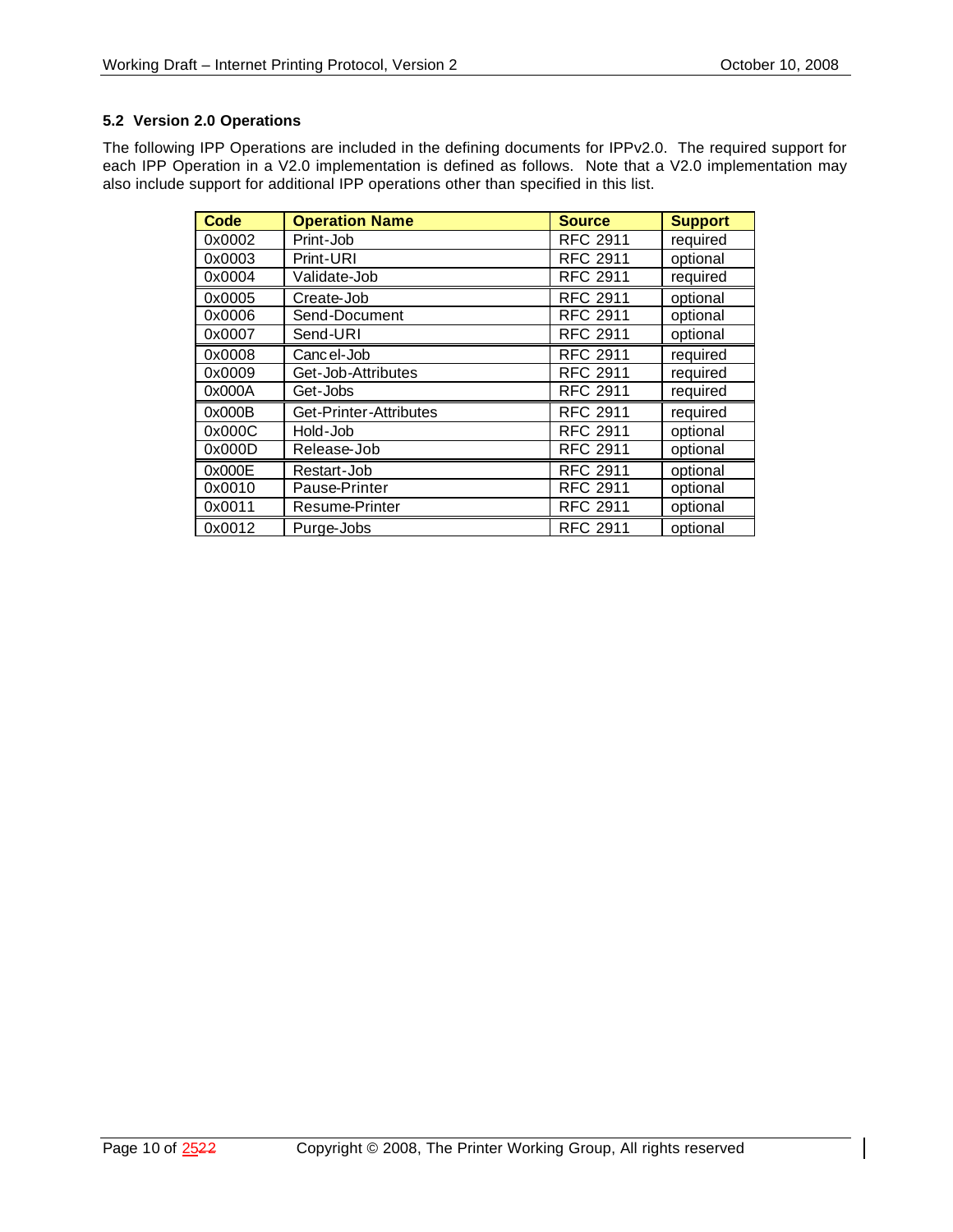### 5.2 Version 2.0 Operations

The following IPP Operations are included in the defining documents for IPPv2.0. The required support for each IPP Operation in a V2.0 implementation is defined as follows. Note that a V2.0 implementation may also include support for additional IPP operations other than specified in this list.

| Code | Operation Name | Source | Support |
|---|---|---|---|
| 0x0002 | Print-Job | RFC 2911 | required |
| 0x0003 | Print-URI | RFC 2911 | optional |
| 0x0004 | Validate-Job | RFC 2911 | required |
| 0x0005 | Create-Job | RFC 2911 | optional |
| 0x0006 | Send-Document | RFC 2911 | optional |
| 0x0007 | Send-URI | RFC 2911 | optional |
| 0x0008 | Cancel-Job | RFC 2911 | required |
| 0x0009 | Get-Job-Attributes | RFC 2911 | required |
| 0x000A | Get-Jobs | RFC 2911 | required |
| 0x000B | Get-Printer-Attributes | RFC 2911 | required |
| 0x000C | Hold-Job | RFC 2911 | optional |
| 0x000D | Release-Job | RFC 2911 | optional |
| 0x000E | Restart-Job | RFC 2911 | optional |
| 0x0010 | Pause-Printer | RFC 2911 | optional |
| 0x0011 | Resume-Printer | RFC 2911 | optional |
| 0x0012 | Purge-Jobs | RFC 2911 | optional |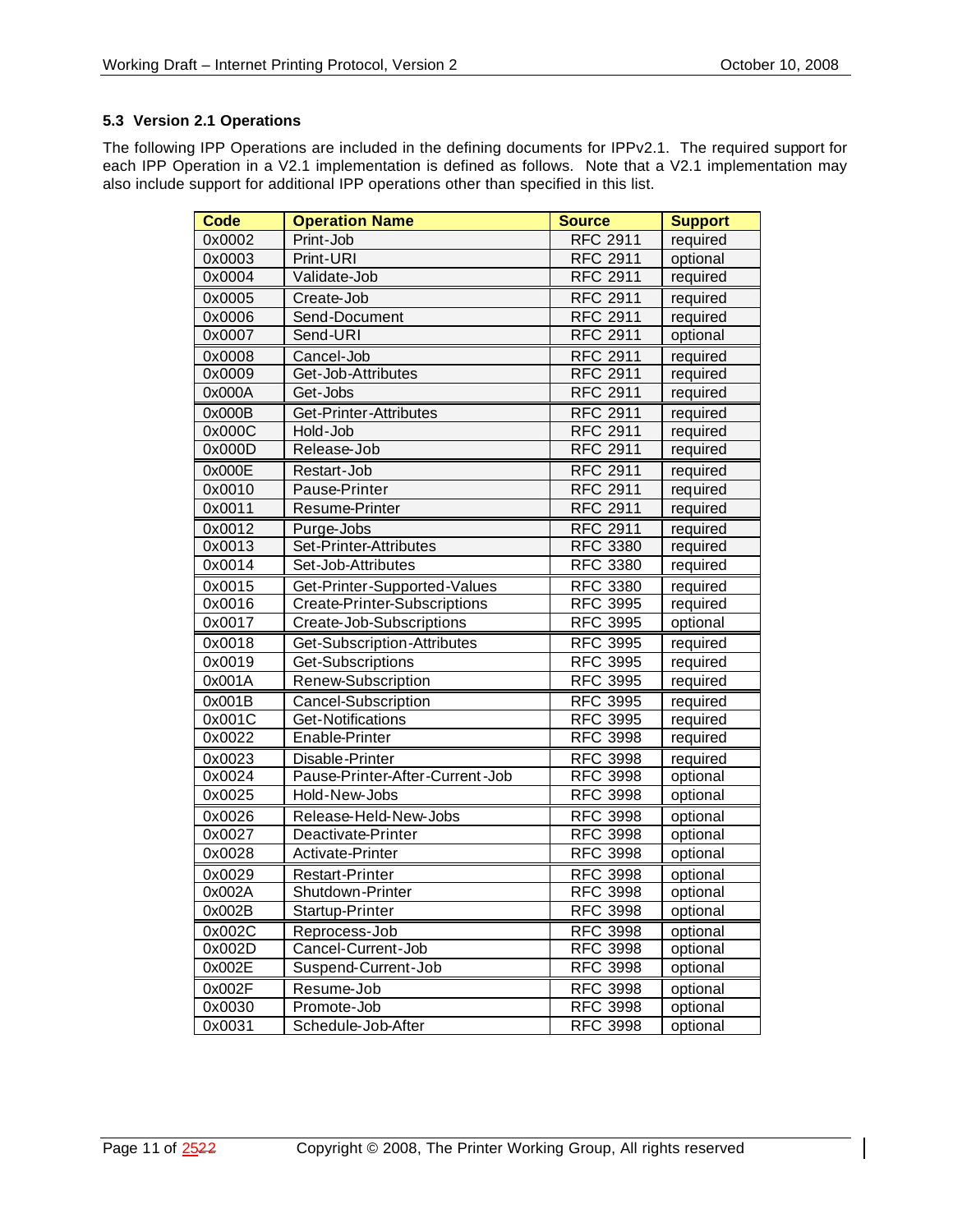### 5.3 Version 2.1 Operations

The following IPP Operations are included in the defining documents for IPPv2.1. The required support for each IPP Operation in a V2.1 implementation is defined as follows. Note that a V2.1 implementation may also include support for additional IPP operations other than specified in this list.

| Code | Operation Name | Source | Support |
|---|---|---|---|
| 0x0002 | Print-Job | RFC 2911 | required |
| 0x0003 | Print-URI | RFC 2911 | optional |
| 0x0004 | Validate-Job | RFC 2911 | required |
| 0x0005 | Create-Job | RFC 2911 | required |
| 0x0006 | Send-Document | RFC 2911 | required |
| 0x0007 | Send-URI | RFC 2911 | optional |
| 0x0008 | Cancel-Job | RFC 2911 | required |
| 0x0009 | Get-Job-Attributes | RFC 2911 | required |
| 0x000A | Get-Jobs | RFC 2911 | required |
| 0x000B | Get-Printer-Attributes | RFC 2911 | required |
| 0x000C | Hold-Job | RFC 2911 | required |
| 0x000D | Release-Job | RFC 2911 | required |
| 0x000E | Restart-Job | RFC 2911 | required |
| 0x0010 | Pause-Printer | RFC 2911 | required |
| 0x0011 | Resume-Printer | RFC 2911 | required |
| 0x0012 | Purge-Jobs | RFC 2911 | required |
| 0x0013 | Set-Printer-Attributes | RFC 3380 | required |
| 0x0014 | Set-Job-Attributes | RFC 3380 | required |
| 0x0015 | Get-Printer-Supported-Values | RFC 3380 | required |
| 0x0016 | Create-Printer-Subscriptions | RFC 3995 | required |
| 0x0017 | Create-Job-Subscriptions | RFC 3995 | optional |
| 0x0018 | Get-Subscription-Attributes | RFC 3995 | required |
| 0x0019 | Get-Subscriptions | RFC 3995 | required |
| 0x001A | Renew-Subscription | RFC 3995 | required |
| 0x001B | Cancel-Subscription | RFC 3995 | required |
| 0x001C | Get-Notifications | RFC 3995 | required |
| 0x0022 | Enable-Printer | RFC 3998 | required |
| 0x0023 | Disable-Printer | RFC 3998 | required |
| 0x0024 | Pause-Printer-After-Current-Job | RFC 3998 | optional |
| 0x0025 | Hold-New-Jobs | RFC 3998 | optional |
| 0x0026 | Release-Held-New-Jobs | RFC 3998 | optional |
| 0x0027 | Deactivate-Printer | RFC 3998 | optional |
| 0x0028 | Activate-Printer | RFC 3998 | optional |
| 0x0029 | Restart-Printer | RFC 3998 | optional |
| 0x002A | Shutdown-Printer | RFC 3998 | optional |
| 0x002B | Startup-Printer | RFC 3998 | optional |
| 0x002C | Reprocess-Job | RFC 3998 | optional |
| 0x002D | Cancel-Current-Job | RFC 3998 | optional |
| 0x002E | Suspend-Current-Job | RFC 3998 | optional |
| 0x002F | Resume-Job | RFC 3998 | optional |
| 0x0030 | Promote-Job | RFC 3998 | optional |
| 0x0031 | Schedule-Job-After | RFC 3998 | optional |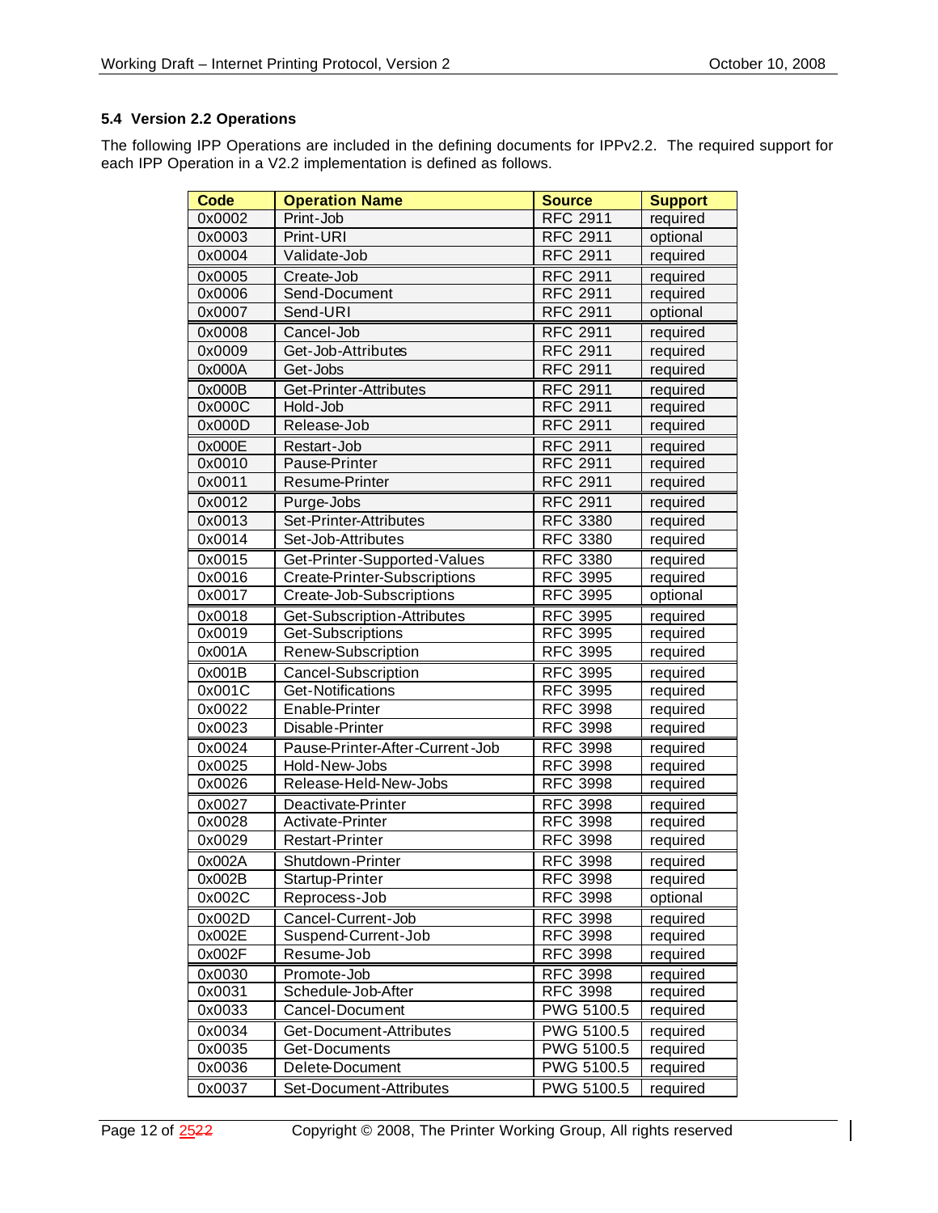### 5.4 Version 2.2 Operations

The following IPP Operations are included in the defining documents for IPPv2.2. The required support for each IPP Operation in a V2.2 implementation is defined as follows.

| Code | Operation Name | Source | Support |
|---|---|---|---|
| 0x0002 | Print-Job | RFC 2911 | required |
| 0x0003 | Print-URI | RFC 2911 | optional |
| 0x0004 | Validate-Job | RFC 2911 | required |
| 0x0005 | Create-Job | RFC 2911 | required |
| 0x0006 | Send-Document | RFC 2911 | required |
| 0x0007 | Send-URI | RFC 2911 | optional |
| 0x0008 | Cancel-Job | RFC 2911 | required |
| 0x0009 | Get-Job-Attributes | RFC 2911 | required |
| 0x000A | Get-Jobs | RFC 2911 | required |
| 0x000B | Get-Printer-Attributes | RFC 2911 | required |
| 0x000C | Hold-Job | RFC 2911 | required |
| 0x000D | Release-Job | RFC 2911 | required |
| 0x000E | Restart-Job | RFC 2911 | required |
| 0x0010 | Pause-Printer | RFC 2911 | required |
| 0x0011 | Resume-Printer | RFC 2911 | required |
| 0x0012 | Purge-Jobs | RFC 2911 | required |
| 0x0013 | Set-Printer-Attributes | RFC 3380 | required |
| 0x0014 | Set-Job-Attributes | RFC 3380 | required |
| 0x0015 | Get-Printer-Supported-Values | RFC 3380 | required |
| 0x0016 | Create-Printer-Subscriptions | RFC 3995 | required |
| 0x0017 | Create-Job-Subscriptions | RFC 3995 | optional |
| 0x0018 | Get-Subscription-Attributes | RFC 3995 | required |
| 0x0019 | Get-Subscriptions | RFC 3995 | required |
| 0x001A | Renew-Subscription | RFC 3995 | required |
| 0x001B | Cancel-Subscription | RFC 3995 | required |
| 0x001C | Get-Notifications | RFC 3995 | required |
| 0x0022 | Enable-Printer | RFC 3998 | required |
| 0x0023 | Disable-Printer | RFC 3998 | required |
| 0x0024 | Pause-Printer-After-Current-Job | RFC 3998 | required |
| 0x0025 | Hold-New-Jobs | RFC 3998 | required |
| 0x0026 | Release-Held-New-Jobs | RFC 3998 | required |
| 0x0027 | Deactivate-Printer | RFC 3998 | required |
| 0x0028 | Activate-Printer | RFC 3998 | required |
| 0x0029 | Restart-Printer | RFC 3998 | required |
| 0x002A | Shutdown-Printer | RFC 3998 | required |
| 0x002B | Startup-Printer | RFC 3998 | required |
| 0x002C | Reprocess-Job | RFC 3998 | optional |
| 0x002D | Cancel-Current-Job | RFC 3998 | required |
| 0x002E | Suspend-Current-Job | RFC 3998 | required |
| 0x002F | Resume-Job | RFC 3998 | required |
| 0x0030 | Promote-Job | RFC 3998 | required |
| 0x0031 | Schedule-Job-After | RFC 3998 | required |
| 0x0033 | Cancel-Document | PWG 5100.5 | required |
| 0x0034 | Get-Document-Attributes | PWG 5100.5 | required |
| 0x0035 | Get-Documents | PWG 5100.5 | required |
| 0x0036 | Delete-Document | PWG 5100.5 | required |
| 0x0037 | Set-Document-Attributes | PWG 5100.5 | required |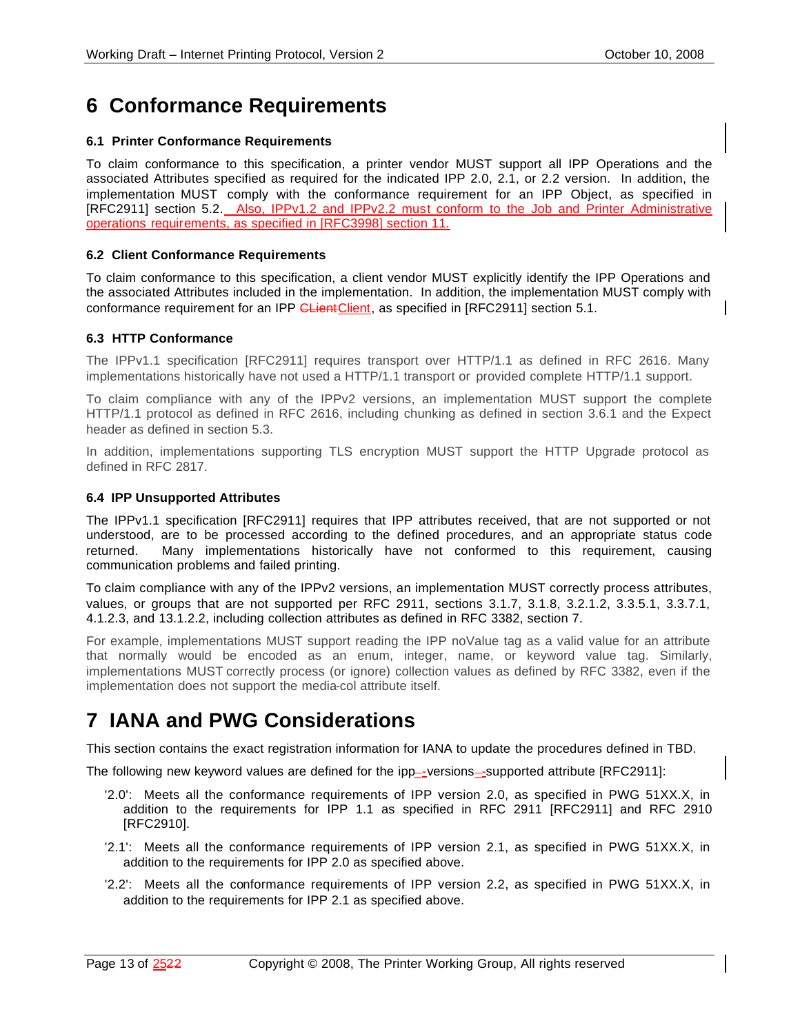# 6 Conformance Requirements

### 6.1 Printer Conformance Requirements

To claim conformance to this specification, a printer vendor MUST support all IPP Operations and the associated Attributes specified as required for the indicated IPP 2.0, 2.1, or 2.2 version. In addition, the implementation MUST comply with the conformance requirement for an IPP Object, as specified in [RFC2911] section 5.2. Also, IPPv1.2 and IPPv2.2 must conform to the Job and Printer Administrative operations requirements, as specified in [RFC3998] section 11.

### 6.2 Client Conformance Requirements

To claim conformance to this specification, a client vendor MUST explicitly identify the IPP Operations and the associated Attributes included in the implementation. In addition, the implementation MUST comply with conformance requirement for an IPP Client, as specified in [RFC2911] section 5.1.

### 6.3 HTTP Conformance

The IPPv1.1 specification [RFC2911] requires transport over HTTP/1.1 as defined in RFC 2616. Many implementations historically have not used a HTTP/1.1 transport or provided complete HTTP/1.1 support.

To claim compliance with any of the IPPv2 versions, an implementation MUST support the complete HTTP/1.1 protocol as defined in RFC 2616, including chunking as defined in section 3.6.1 and the Expect header as defined in section 5.3.

In addition, implementations supporting TLS encryption MUST support the HTTP Upgrade protocol as defined in RFC 2817.

### 6.4 IPP Unsupported Attributes

The IPPv1.1 specification [RFC2911] requires that IPP attributes received, that are not supported or not understood, are to be processed according to the defined procedures, and an appropriate status code returned. Many implementations historically have not conformed to this requirement, causing communication problems and failed printing.

To claim compliance with any of the IPPv2 versions, an implementation MUST correctly process attributes, values, or groups that are not supported per RFC 2911, sections 3.1.7, 3.1.8, 3.2.1.2, 3.3.5.1, 3.3.7.1, 4.1.2.3, and 13.1.2.2, including collection attributes as defined in RFC 3382, section 7.

For example, implementations MUST support reading the IPP noValue tag as a valid value for an attribute that normally would be encoded as an enum, integer, name, or keyword value tag. Similarly, implementations MUST correctly process (or ignore) collection values as defined by RFC 3382, even if the implementation does not support the media-col attribute itself.

# 7 IANA and PWG Considerations

This section contains the exact registration information for IANA to update the procedures defined in TBD.

The following new keyword values are defined for the ipp-versions-supported attribute [RFC2911]:

- '2.0': Meets all the conformance requirements of IPP version 2.0, as specified in PWG 51XX.X, in addition to the requirements for IPP 1.1 as specified in RFC 2911 [RFC2911] and RFC 2910 [RFC2910].
- '2.1': Meets all the conformance requirements of IPP version 2.1, as specified in PWG 51XX.X, in addition to the requirements for IPP 2.0 as specified above.
- '2.2': Meets all the conformance requirements of IPP version 2.2, as specified in PWG 51XX.X, in addition to the requirements for IPP 2.1 as specified above.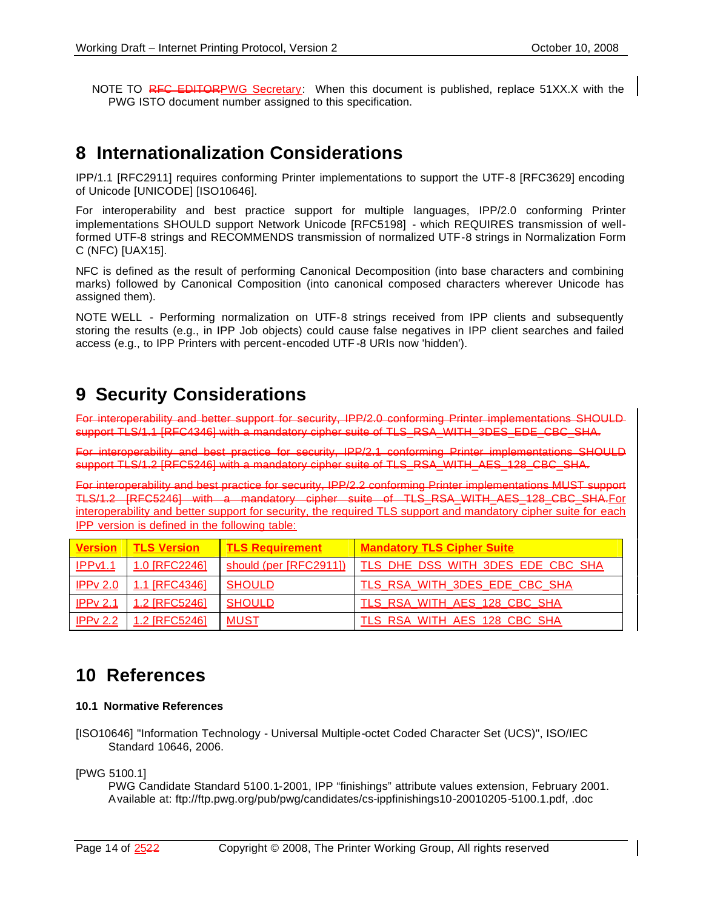NOTE TO ~~RFC EDITOR~~PWG Secretary: When this document is published, replace 51XX.X with the PWG ISTO document number assigned to this specification.

# 8 Internationalization Considerations

IPP/1.1 [RFC2911] requires conforming Printer implementations to support the UTF-8 [RFC3629] encoding of Unicode [UNICODE] [ISO10646].

For interoperability and best practice support for multiple languages, IPP/2.0 conforming Printer implementations SHOULD support Network Unicode [RFC5198] - which REQUIRES transmission of well-formed UTF-8 strings and RECOMMENDS transmission of normalized UTF-8 strings in Normalization Form C (NFC) [UAX15].

NFC is defined as the result of performing Canonical Decomposition (into base characters and combining marks) followed by Canonical Composition (into canonical composed characters wherever Unicode has assigned them).

NOTE WELL - Performing normalization on UTF-8 strings received from IPP clients and subsequently storing the results (e.g., in IPP Job objects) could cause false negatives in IPP client searches and failed access (e.g., to IPP Printers with percent-encoded UTF-8 URIs now 'hidden').

# 9 Security Considerations

~~For interoperability and better support for security, IPP/2.0 conforming Printer implementations SHOULD support TLS/1.1 [RFC4346] with a mandatory cipher suite of TLS_RSA_WITH_3DES_EDE_CBC_SHA.~~

~~For interoperability and best practice for security, IPP/2.1 conforming Printer implementations SHOULD support TLS/1.2 [RFC5246] with a mandatory cipher suite of TLS_RSA_WITH_AES_128_CBC_SHA.~~

~~For interoperability and best practice for security, IPP/2.2 conforming Printer implementations MUST support TLS/1.2 [RFC5246] with a mandatory cipher suite of TLS_RSA_WITH_AES_128_CBC_SHA.~~For interoperability and better support for security, the required TLS support and mandatory cipher suite for each IPP version is defined in the following table:

| Version | TLS Version | TLS Requirement | Mandatory TLS Cipher Suite |
|---|---|---|---|
| IPPv1.1 | 1.0 [RFC2246] | should (per [RFC2911]) | TLS_DHE_DSS_WITH_3DES_EDE_CBC_SHA |
| IPPv 2.0 | 1.1 [RFC4346] | SHOULD | TLS_RSA_WITH_3DES_EDE_CBC_SHA |
| IPPv 2.1 | 1.2 [RFC5246] | SHOULD | TLS_RSA_WITH_AES_128_CBC_SHA |
| IPPv 2.2 | 1.2 [RFC5246] | MUST | TLS_RSA_WITH_AES_128_CBC_SHA |

# 10 References

### 10.1 Normative References

[ISO10646] "Information Technology - Universal Multiple-octet Coded Character Set (UCS)", ISO/IEC Standard 10646, 2006.

[PWG 5100.1]
PWG Candidate Standard 5100.1-2001, IPP "finishings" attribute values extension, February 2001. Available at: ftp://ftp.pwg.org/pub/pwg/candidates/cs-ippfinishings10-20010205-5100.1.pdf, .doc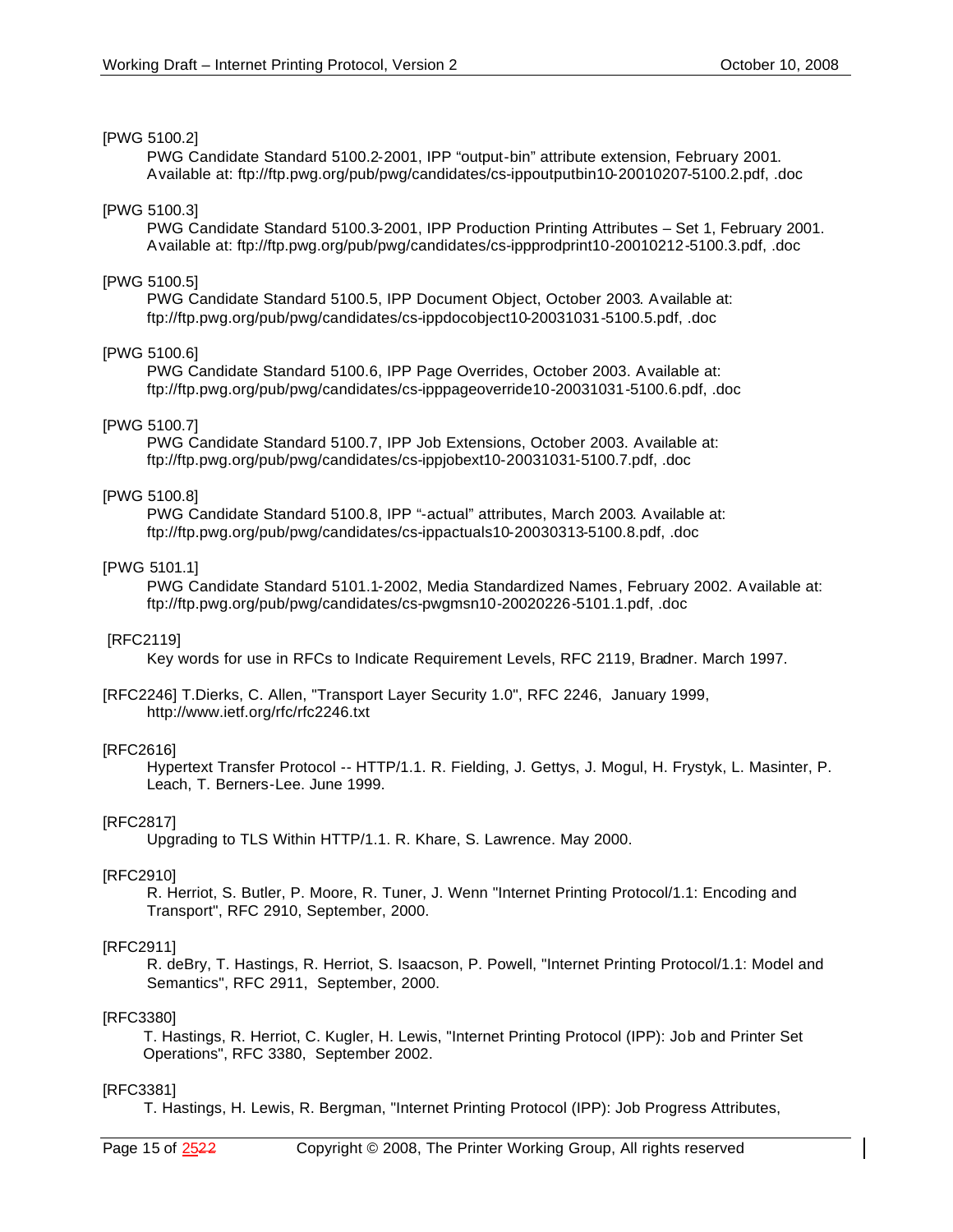[PWG 5100.2]

PWG Candidate Standard 5100.2-2001, IPP “output-bin” attribute extension, February 2001. Available at: ftp://ftp.pwg.org/pub/pwg/candidates/cs-ippoutputbin10-20010207-5100.2.pdf, .doc

[PWG 5100.3]

PWG Candidate Standard 5100.3-2001, IPP Production Printing Attributes – Set 1, February 2001. Available at: ftp://ftp.pwg.org/pub/pwg/candidates/cs-ippprodprint10-20010212-5100.3.pdf, .doc

[PWG 5100.5]

PWG Candidate Standard 5100.5, IPP Document Object, October 2003. Available at: ftp://ftp.pwg.org/pub/pwg/candidates/cs-ippdocobject10-20031031-5100.5.pdf, .doc

[PWG 5100.6]

PWG Candidate Standard 5100.6, IPP Page Overrides, October 2003. Available at: ftp://ftp.pwg.org/pub/pwg/candidates/cs-ipppageoverride10-20031031-5100.6.pdf, .doc

[PWG 5100.7]

PWG Candidate Standard 5100.7, IPP Job Extensions, October 2003. Available at: ftp://ftp.pwg.org/pub/pwg/candidates/cs-ippjobext10-20031031-5100.7.pdf, .doc

[PWG 5100.8]

PWG Candidate Standard 5100.8, IPP “-actual” attributes, March 2003. Available at: ftp://ftp.pwg.org/pub/pwg/candidates/cs-ippactuals10-20030313-5100.8.pdf, .doc

[PWG 5101.1]

PWG Candidate Standard 5101.1-2002, Media Standardized Names, February 2002. Available at: ftp://ftp.pwg.org/pub/pwg/candidates/cs-pwgmsn10-20020226-5101.1.pdf, .doc

[RFC2119]

Key words for use in RFCs to Indicate Requirement Levels, RFC 2119, Bradner. March 1997.

[RFC2246] T.Dierks, C. Allen, "Transport Layer Security 1.0", RFC 2246, January 1999, http://www.ietf.org/rfc/rfc2246.txt

[RFC2616]

Hypertext Transfer Protocol -- HTTP/1.1. R. Fielding, J. Gettys, J. Mogul, H. Frystyk, L. Masinter, P. Leach, T. Berners-Lee. June 1999.

[RFC2817]

Upgrading to TLS Within HTTP/1.1. R. Khare, S. Lawrence. May 2000.

[RFC2910]

R. Herriot, S. Butler, P. Moore, R. Tuner, J. Wenn "Internet Printing Protocol/1.1: Encoding and Transport", RFC 2910, September, 2000.

[RFC2911]

R. deBry, T. Hastings, R. Herriot, S. Isaacson, P. Powell, "Internet Printing Protocol/1.1: Model and Semantics", RFC 2911, September, 2000.

[RFC3380]

T. Hastings, R. Herriot, C. Kugler, H. Lewis, "Internet Printing Protocol (IPP): Job and Printer Set Operations", RFC 3380, September 2002.

[RFC3381]

T. Hastings, H. Lewis, R. Bergman, "Internet Printing Protocol (IPP): Job Progress Attributes,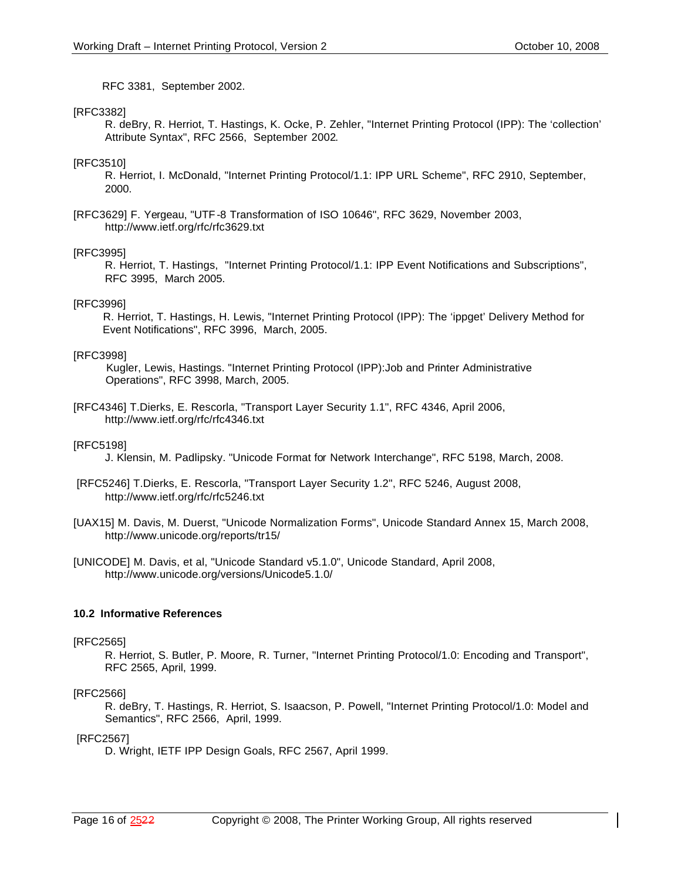RFC 3381, September 2002.

[RFC3382]
R. deBry, R. Herriot, T. Hastings, K. Ocke, P. Zehler, "Internet Printing Protocol (IPP): The 'collection' Attribute Syntax", RFC 2566, September 2002.

[RFC3510]
R. Herriot, I. McDonald, "Internet Printing Protocol/1.1: IPP URL Scheme", RFC 2910, September, 2000.

[RFC3629] F. Yergeau, "UTF-8 Transformation of ISO 10646", RFC 3629, November 2003, http://www.ietf.org/rfc/rfc3629.txt

[RFC3995]
R. Herriot, T. Hastings, "Internet Printing Protocol/1.1: IPP Event Notifications and Subscriptions", RFC 3995, March 2005.

[RFC3996]
R. Herriot, T. Hastings, H. Lewis, "Internet Printing Protocol (IPP): The 'ippget' Delivery Method for Event Notifications", RFC 3996, March, 2005.

[RFC3998]
Kugler, Lewis, Hastings. "Internet Printing Protocol (IPP):Job and Printer Administrative Operations", RFC 3998, March, 2005.

[RFC4346] T.Dierks, E. Rescorla, "Transport Layer Security 1.1", RFC 4346, April 2006, http://www.ietf.org/rfc/rfc4346.txt

[RFC5198]
J. Klensin, M. Padlipsky. "Unicode Format for Network Interchange", RFC 5198, March, 2008.

[RFC5246] T.Dierks, E. Rescorla, "Transport Layer Security 1.2", RFC 5246, August 2008, http://www.ietf.org/rfc/rfc5246.txt

[UAX15] M. Davis, M. Duerst, "Unicode Normalization Forms", Unicode Standard Annex 15, March 2008, http://www.unicode.org/reports/tr15/

[UNICODE] M. Davis, et al, "Unicode Standard v5.1.0", Unicode Standard, April 2008, http://www.unicode.org/versions/Unicode5.1.0/

### 10.2 Informative References

[RFC2565]
R. Herriot, S. Butler, P. Moore, R. Turner, "Internet Printing Protocol/1.0: Encoding and Transport", RFC 2565, April, 1999.

[RFC2566]
R. deBry, T. Hastings, R. Herriot, S. Isaacson, P. Powell, "Internet Printing Protocol/1.0: Model and Semantics", RFC 2566, April, 1999.

[RFC2567]
D. Wright, IETF IPP Design Goals, RFC 2567, April 1999.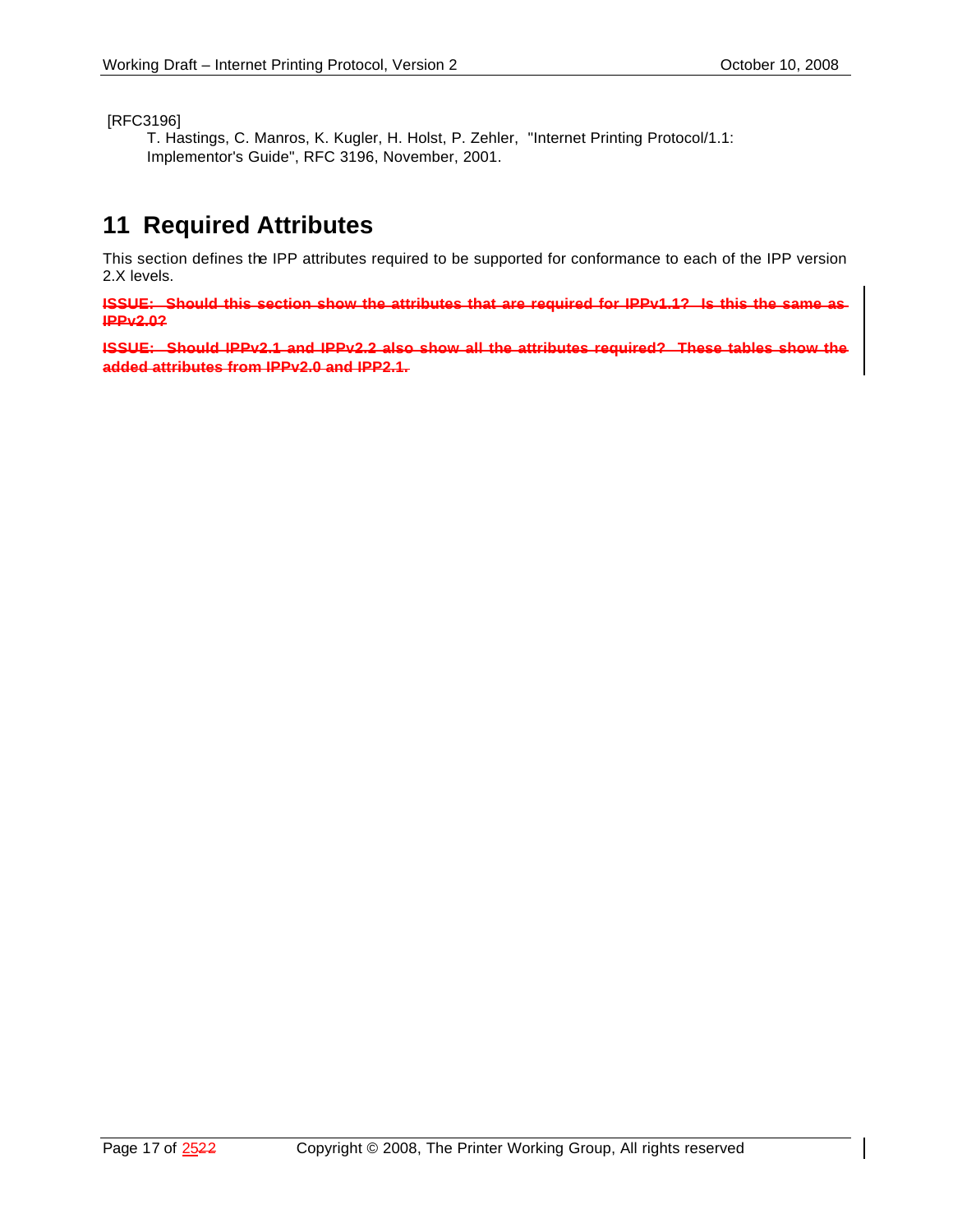[RFC3196]

T. Hastings, C. Manros, K. Kugler, H. Holst, P. Zehler, "Internet Printing Protocol/1.1: Implementor's Guide", RFC 3196, November, 2001.

# 11 Required Attributes

This section defines the IPP attributes required to be supported for conformance to each of the IPP version 2.X levels.

~~**ISSUE: Should this section show the attributes that are required for IPPv1.1? Is this the same as IPPv2.0?**~~

~~**ISSUE: Should IPPv2.1 and IPPv2.2 also show all the attributes required? These tables show the added attributes from IPPv2.0 and IPP2.1.**~~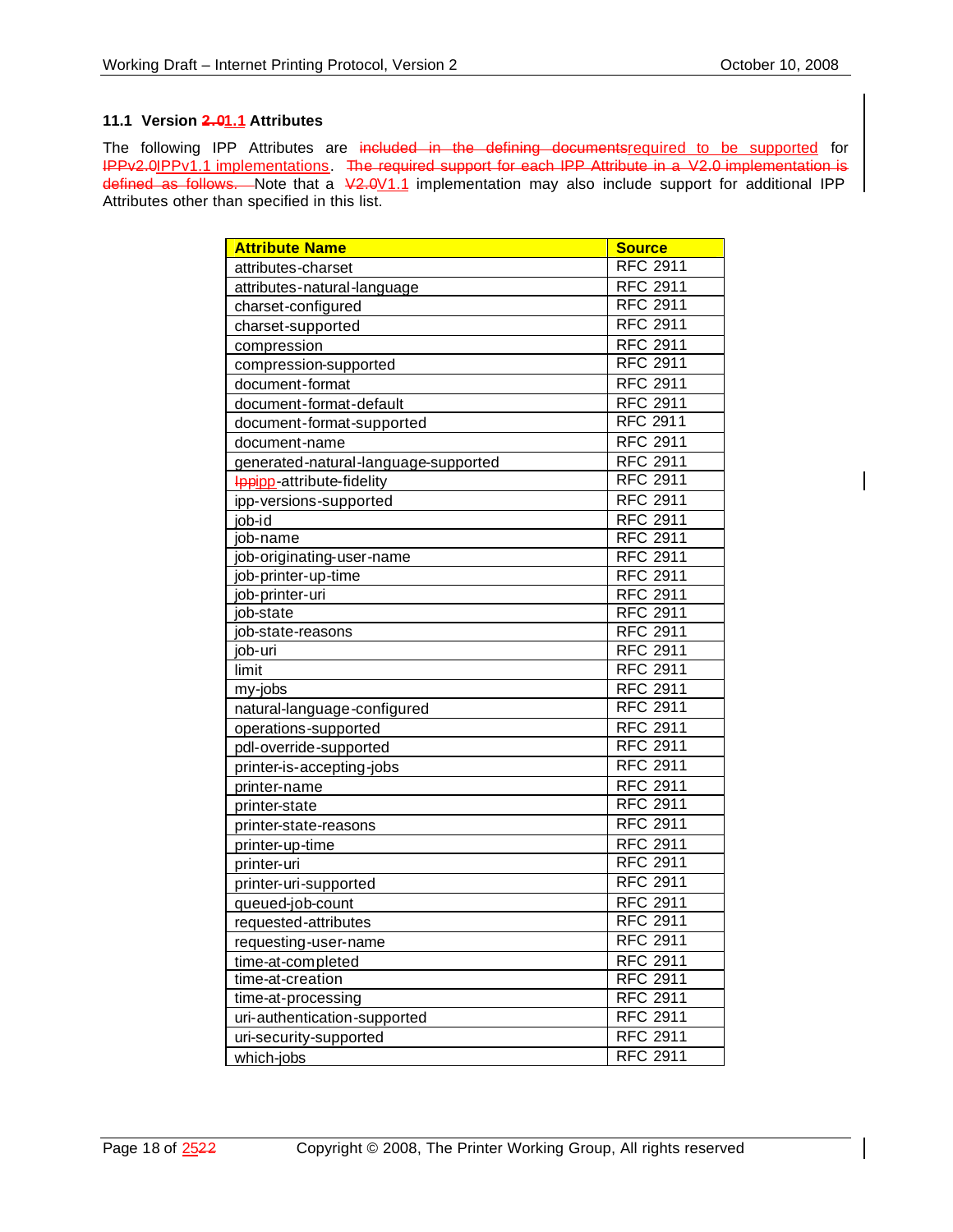### 11.1 Version ~~2.0~~1.1 Attributes

The following IPP Attributes are ~~included in the defining documents~~required to be supported for ~~IPPv2.0~~IPPv1.1 implementations. ~~The required support for each IPP Attribute in a V2.0 implementation is defined as follows.~~ Note that a ~~V2.0~~V1.1 implementation may also include support for additional IPP Attributes other than specified in this list.

| Attribute Name | Source |
|---|---|
| attributes-charset | RFC 2911 |
| attributes-natural-language | RFC 2911 |
| charset-configured | RFC 2911 |
| charset-supported | RFC 2911 |
| compression | RFC 2911 |
| compression-supported | RFC 2911 |
| document-format | RFC 2911 |
| document-format-default | RFC 2911 |
| document-format-supported | RFC 2911 |
| document-name | RFC 2911 |
| generated-natural-language-supported | RFC 2911 |
| ~~Ipp~~ipp-attribute-fidelity | RFC 2911 |
| ipp-versions-supported | RFC 2911 |
| job-id | RFC 2911 |
| job-name | RFC 2911 |
| job-originating-user-name | RFC 2911 |
| job-printer-up-time | RFC 2911 |
| job-printer-uri | RFC 2911 |
| job-state | RFC 2911 |
| job-state-reasons | RFC 2911 |
| job-uri | RFC 2911 |
| limit | RFC 2911 |
| my-jobs | RFC 2911 |
| natural-language-configured | RFC 2911 |
| operations-supported | RFC 2911 |
| pdl-override-supported | RFC 2911 |
| printer-is-accepting-jobs | RFC 2911 |
| printer-name | RFC 2911 |
| printer-state | RFC 2911 |
| printer-state-reasons | RFC 2911 |
| printer-up-time | RFC 2911 |
| printer-uri | RFC 2911 |
| printer-uri-supported | RFC 2911 |
| queued-job-count | RFC 2911 |
| requested-attributes | RFC 2911 |
| requesting-user-name | RFC 2911 |
| time-at-completed | RFC 2911 |
| time-at-creation | RFC 2911 |
| time-at-processing | RFC 2911 |
| uri-authentication-supported | RFC 2911 |
| uri-security-supported | RFC 2911 |
| which-jobs | RFC 2911 |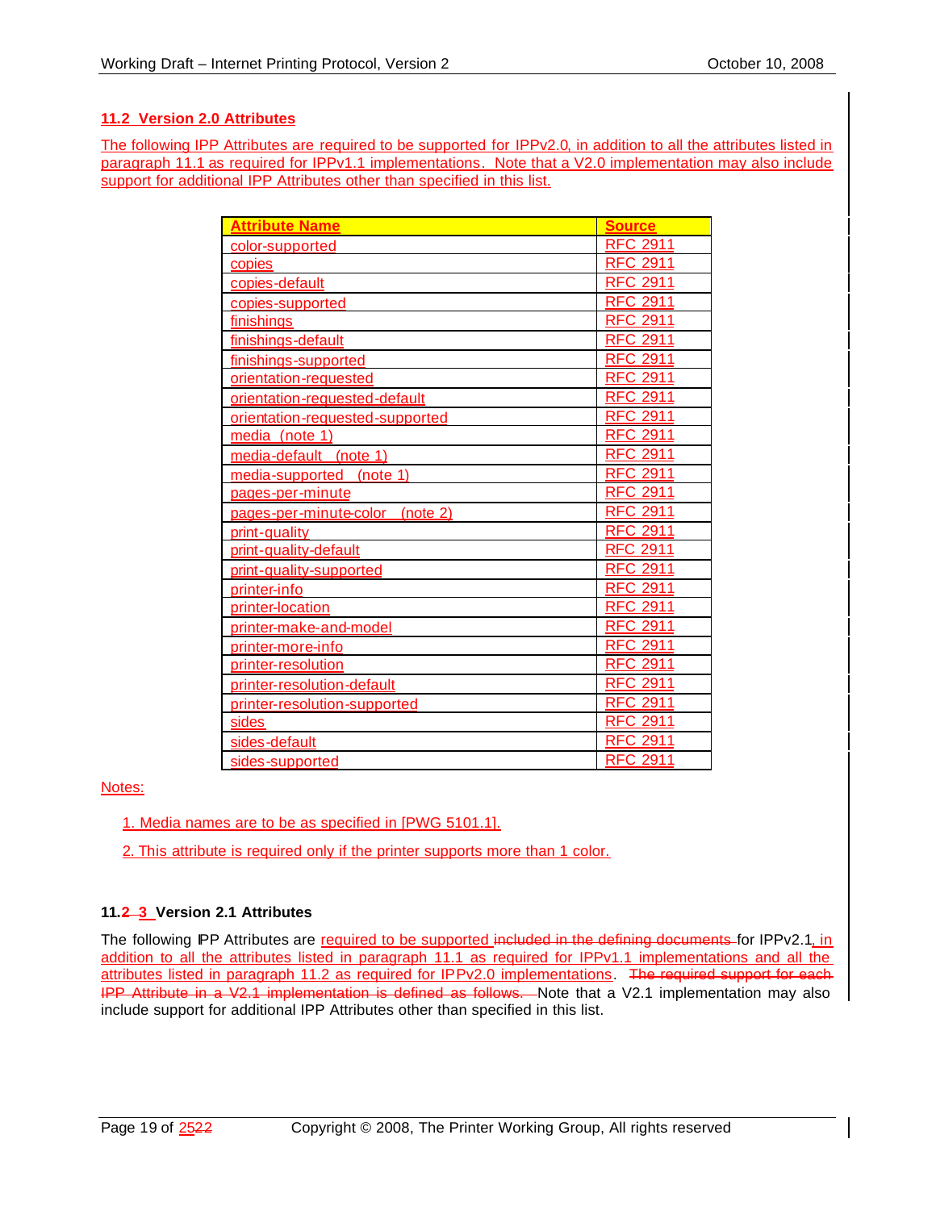### 11.2 Version 2.0 Attributes

The following IPP Attributes are required to be supported for IPPv2.0, in addition to all the attributes listed in paragraph 11.1 as required for IPPv1.1 implementations. Note that a V2.0 implementation may also include support for additional IPP Attributes other than specified in this list.

| Attribute Name | Source |
| --- | --- |
| color-supported | RFC 2911 |
| copies | RFC 2911 |
| copies-default | RFC 2911 |
| copies-supported | RFC 2911 |
| finishings | RFC 2911 |
| finishings-default | RFC 2911 |
| finishings-supported | RFC 2911 |
| orientation-requested | RFC 2911 |
| orientation-requested-default | RFC 2911 |
| orientation-requested-supported | RFC 2911 |
| media (note 1) | RFC 2911 |
| media-default (note 1) | RFC 2911 |
| media-supported (note 1) | RFC 2911 |
| pages-per-minute | RFC 2911 |
| pages-per-minute-color (note 2) | RFC 2911 |
| print-quality | RFC 2911 |
| print-quality-default | RFC 2911 |
| print-quality-supported | RFC 2911 |
| printer-info | RFC 2911 |
| printer-location | RFC 2911 |
| printer-make-and-model | RFC 2911 |
| printer-more-info | RFC 2911 |
| printer-resolution | RFC 2911 |
| printer-resolution-default | RFC 2911 |
| printer-resolution-supported | RFC 2911 |
| sides | RFC 2911 |
| sides-default | RFC 2911 |
| sides-supported | RFC 2911 |

Notes:

1. Media names are to be as specified in [PWG 5101.1].
2. This attribute is required only if the printer supports more than 1 color.

### 11.~~2~~ 3 Version 2.1 Attributes

The following IPP Attributes are required to be supported ~~included in the defining documents~~ for IPPv2.1, in addition to all the attributes listed in paragraph 11.1 as required for IPPv1.1 implementations and all the attributes listed in paragraph 11.2 as required for IPPv2.0 implementations. ~~The required support for each IPP Attribute in a V2.1 implementation is defined as follows.~~ Note that a V2.1 implementation may also include support for additional IPP Attributes other than specified in this list.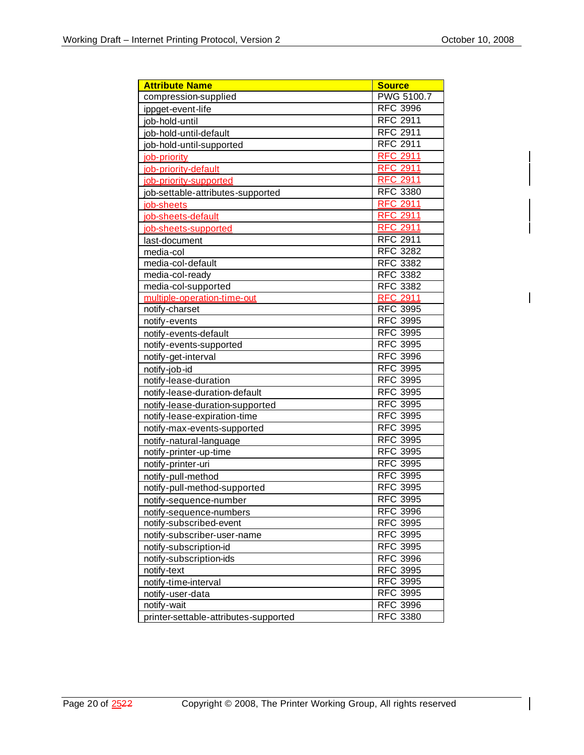| Attribute Name | Source |
| --- | --- |
| compression-supplied | PWG 5100.7 |
| ippget-event-life | RFC 3996 |
| job-hold-until | RFC 2911 |
| job-hold-until-default | RFC 2911 |
| job-hold-until-supported | RFC 2911 |
| job-priority | RFC 2911 |
| job-priority-default | RFC 2911 |
| job-priority-supported | RFC 2911 |
| job-settable-attributes-supported | RFC 3380 |
| job-sheets | RFC 2911 |
| job-sheets-default | RFC 2911 |
| job-sheets-supported | RFC 2911 |
| last-document | RFC 2911 |
| media-col | RFC 3282 |
| media-col-default | RFC 3382 |
| media-col-ready | RFC 3382 |
| media-col-supported | RFC 3382 |
| multiple-operation-time-out | RFC 2911 |
| notify-charset | RFC 3995 |
| notify-events | RFC 3995 |
| notify-events-default | RFC 3995 |
| notify-events-supported | RFC 3995 |
| notify-get-interval | RFC 3996 |
| notify-job-id | RFC 3995 |
| notify-lease-duration | RFC 3995 |
| notify-lease-duration-default | RFC 3995 |
| notify-lease-duration-supported | RFC 3995 |
| notify-lease-expiration-time | RFC 3995 |
| notify-max-events-supported | RFC 3995 |
| notify-natural-language | RFC 3995 |
| notify-printer-up-time | RFC 3995 |
| notify-printer-uri | RFC 3995 |
| notify-pull-method | RFC 3995 |
| notify-pull-method-supported | RFC 3995 |
| notify-sequence-number | RFC 3995 |
| notify-sequence-numbers | RFC 3996 |
| notify-subscribed-event | RFC 3995 |
| notify-subscriber-user-name | RFC 3995 |
| notify-subscription-id | RFC 3995 |
| notify-subscription-ids | RFC 3996 |
| notify-text | RFC 3995 |
| notify-time-interval | RFC 3995 |
| notify-user-data | RFC 3995 |
| notify-wait | RFC 3996 |
| printer-settable-attributes-supported | RFC 3380 |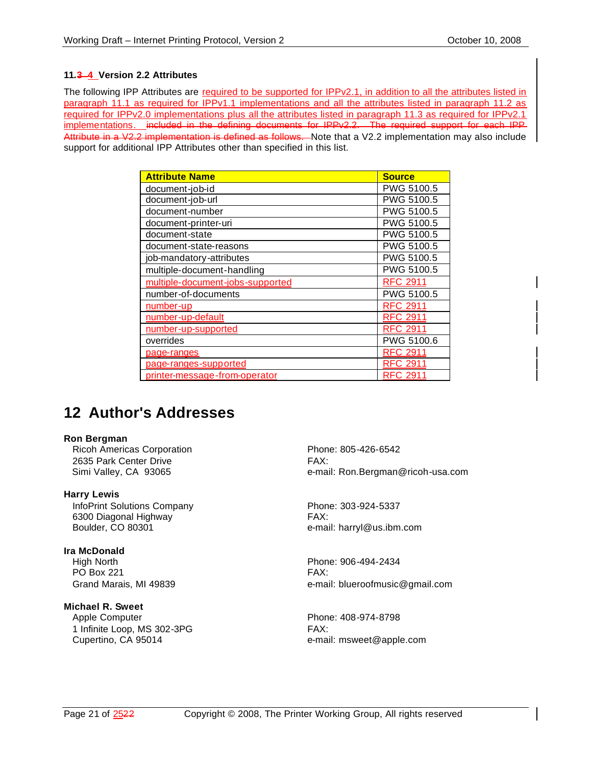### 11.~~3~~ 4 Version 2.2 Attributes

The following IPP Attributes are required to be supported for IPPv2.1, in addition to all the attributes listed in paragraph 11.1 as required for IPPv1.1 implementations and all the attributes listed in paragraph 11.2 as required for IPPv2.0 implementations plus all the attributes listed in paragraph 11.3 as required for IPPv2.1 implementations. ~~included in the defining documents for IPPv2.2. The required support for each IPP Attribute in a V2.2 implementation is defined as follows.~~ Note that a V2.2 implementation may also include support for additional IPP Attributes other than specified in this list.

| Attribute Name | Source |
|---|---|
| document-job-id | PWG 5100.5 |
| document-job-url | PWG 5100.5 |
| document-number | PWG 5100.5 |
| document-printer-uri | PWG 5100.5 |
| document-state | PWG 5100.5 |
| document-state-reasons | PWG 5100.5 |
| job-mandatory-attributes | PWG 5100.5 |
| multiple-document-handling | PWG 5100.5 |
| multiple-document-jobs-supported | RFC 2911 |
| number-of-documents | PWG 5100.5 |
| number-up | RFC 2911 |
| number-up-default | RFC 2911 |
| number-up-supported | RFC 2911 |
| overrides | PWG 5100.6 |
| page-ranges | RFC 2911 |
| page-ranges-supported | RFC 2911 |
| printer-message-from-operator | RFC 2911 |

# 12 Author's Addresses

**Ron Bergman**
Ricoh Americas Corporation
2635 Park Center Drive
Simi Valley, CA 93065
Phone: 805-426-6542
FAX:
e-mail: Ron.Bergman@ricoh-usa.com

**Harry Lewis**
InfoPrint Solutions Company
6300 Diagonal Highway
Boulder, CO 80301
Phone: 303-924-5337
FAX:
e-mail: harryl@us.ibm.com

**Ira McDonald**
High North
PO Box 221
Grand Marais, MI 49839
Phone: 906-494-2434
FAX:
e-mail: blueroofmusic@gmail.com

**Michael R. Sweet**
Apple Computer
1 Infinite Loop, MS 302-3PG
Cupertino, CA 95014
Phone: 408-974-8798
FAX:
e-mail: msweet@apple.com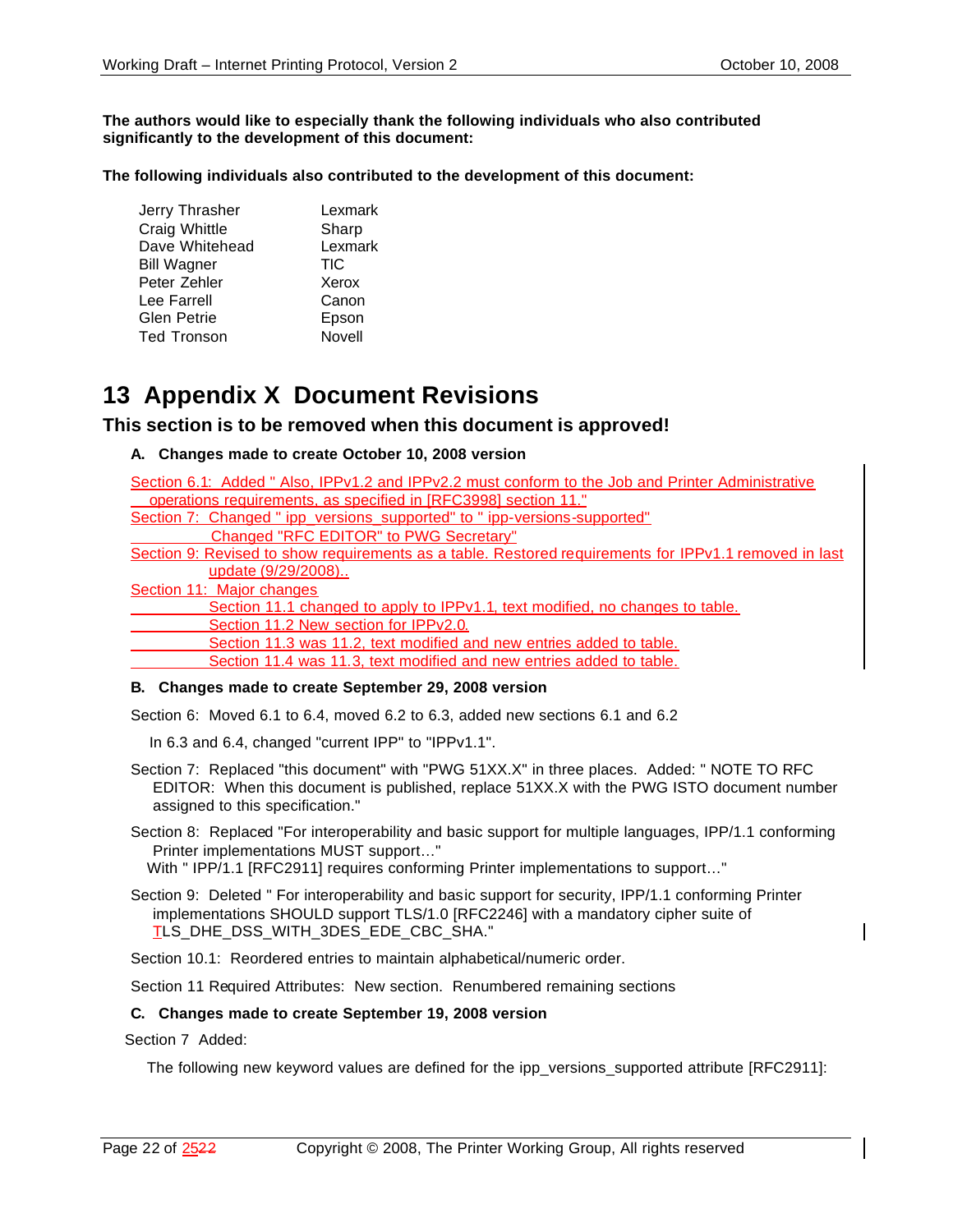**The authors would like to especially thank the following individuals who also contributed significantly to the development of this document:**

**The following individuals also contributed to the development of this document:**

| | |
|---|---|
| Jerry Thrasher | Lexmark |
| Craig Whittle | Sharp |
| Dave Whitehead | Lexmark |
| Bill Wagner | TIC |
| Peter Zehler | Xerox |
| Lee Farrell | Canon |
| Glen Petrie | Epson |
| Ted Tronson | Novell |

# 13 Appendix X Document Revisions

## This section is to be removed when this document is approved!

### A. Changes made to create October 10, 2008 version

Section 6.1: Added " Also, IPPv1.2 and IPPv2.2 must conform to the Job and Printer Administrative operations requirements, as specified in [RFC3998] section 11."

Section 7: Changed " ipp_versions_supported" to " ipp-versions-supported"
Changed "RFC EDITOR" to PWG Secretary"

Section 9: Revised to show requirements as a table. Restored requirements for IPPv1.1 removed in last update (9/29/2008)..

Section 11: Major changes
- Section 11.1 changed to apply to IPPv1.1, text modified, no changes to table.
- Section 11.2 New section for IPPv2.0.
- Section 11.3 was 11.2, text modified and new entries added to table.
- Section 11.4 was 11.3, text modified and new entries added to table.

### B. Changes made to create September 29, 2008 version

Section 6: Moved 6.1 to 6.4, moved 6.2 to 6.3, added new sections 6.1 and 6.2

In 6.3 and 6.4, changed "current IPP" to "IPPv1.1".

Section 7: Replaced "this document" with "PWG 51XX.X" in three places. Added: " NOTE TO RFC EDITOR: When this document is published, replace 51XX.X with the PWG ISTO document number assigned to this specification."

Section 8: Replaced "For interoperability and basic support for multiple languages, IPP/1.1 conforming Printer implementations MUST support…"
With " IPP/1.1 [RFC2911] requires conforming Printer implementations to support…"

Section 9: Deleted " For interoperability and basic support for security, IPP/1.1 conforming Printer implementations SHOULD support TLS/1.0 [RFC2246] with a mandatory cipher suite of TLS_DHE_DSS_WITH_3DES_EDE_CBC_SHA."

Section 10.1: Reordered entries to maintain alphabetical/numeric order.

Section 11 Required Attributes: New section. Renumbered remaining sections

### C. Changes made to create September 19, 2008 version

Section 7 Added:

The following new keyword values are defined for the ipp_versions_supported attribute [RFC2911]: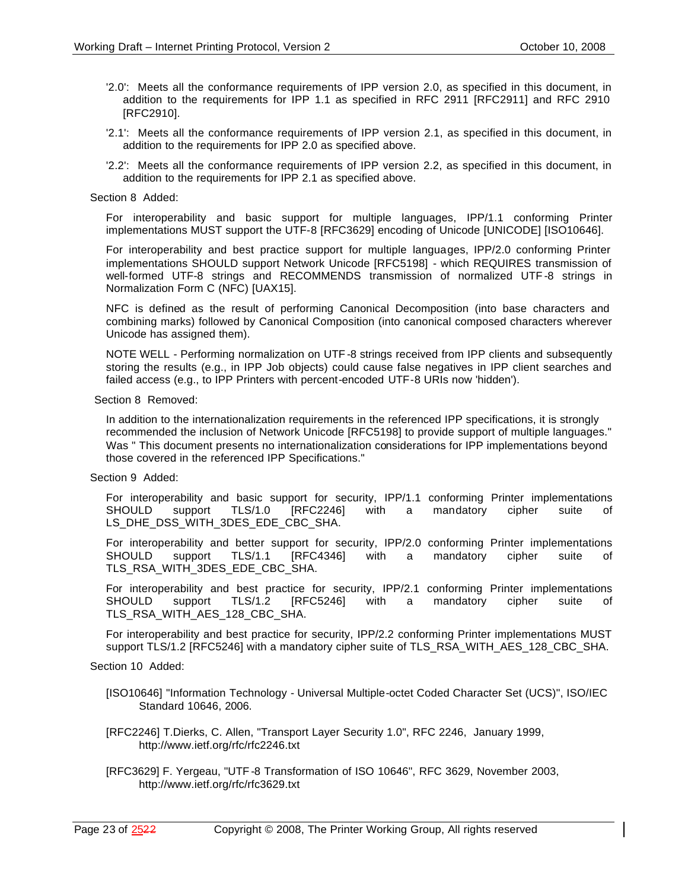'2.0': Meets all the conformance requirements of IPP version 2.0, as specified in this document, in addition to the requirements for IPP 1.1 as specified in RFC 2911 [RFC2911] and RFC 2910 [RFC2910].

'2.1': Meets all the conformance requirements of IPP version 2.1, as specified in this document, in addition to the requirements for IPP 2.0 as specified above.

'2.2': Meets all the conformance requirements of IPP version 2.2, as specified in this document, in addition to the requirements for IPP 2.1 as specified above.

Section 8 Added:

For interoperability and basic support for multiple languages, IPP/1.1 conforming Printer implementations MUST support the UTF-8 [RFC3629] encoding of Unicode [UNICODE] [ISO10646].

For interoperability and best practice support for multiple languages, IPP/2.0 conforming Printer implementations SHOULD support Network Unicode [RFC5198] - which REQUIRES transmission of well-formed UTF-8 strings and RECOMMENDS transmission of normalized UTF-8 strings in Normalization Form C (NFC) [UAX15].

NFC is defined as the result of performing Canonical Decomposition (into base characters and combining marks) followed by Canonical Composition (into canonical composed characters wherever Unicode has assigned them).

NOTE WELL - Performing normalization on UTF-8 strings received from IPP clients and subsequently storing the results (e.g., in IPP Job objects) could cause false negatives in IPP client searches and failed access (e.g., to IPP Printers with percent-encoded UTF-8 URIs now 'hidden').

Section 8 Removed:

In addition to the internationalization requirements in the referenced IPP specifications, it is strongly recommended the inclusion of Network Unicode [RFC5198] to provide support of multiple languages." Was " This document presents no internationalization considerations for IPP implementations beyond those covered in the referenced IPP Specifications."

Section 9 Added:

For interoperability and basic support for security, IPP/1.1 conforming Printer implementations SHOULD support TLS/1.0 [RFC2246] with a mandatory cipher suite of LS_DHE_DSS_WITH_3DES_EDE_CBC_SHA.

For interoperability and better support for security, IPP/2.0 conforming Printer implementations SHOULD support TLS/1.1 [RFC4346] with a mandatory cipher suite of TLS_RSA_WITH_3DES_EDE_CBC_SHA.

For interoperability and best practice for security, IPP/2.1 conforming Printer implementations SHOULD support TLS/1.2 [RFC5246] with a mandatory cipher suite of TLS_RSA_WITH_AES_128_CBC_SHA.

For interoperability and best practice for security, IPP/2.2 conforming Printer implementations MUST support TLS/1.2 [RFC5246] with a mandatory cipher suite of TLS_RSA_WITH_AES_128_CBC_SHA.

Section 10 Added:

[ISO10646] "Information Technology - Universal Multiple-octet Coded Character Set (UCS)", ISO/IEC Standard 10646, 2006.

[RFC2246] T.Dierks, C. Allen, "Transport Layer Security 1.0", RFC 2246, January 1999, http://www.ietf.org/rfc/rfc2246.txt

[RFC3629] F. Yergeau, "UTF-8 Transformation of ISO 10646", RFC 3629, November 2003, http://www.ietf.org/rfc/rfc3629.txt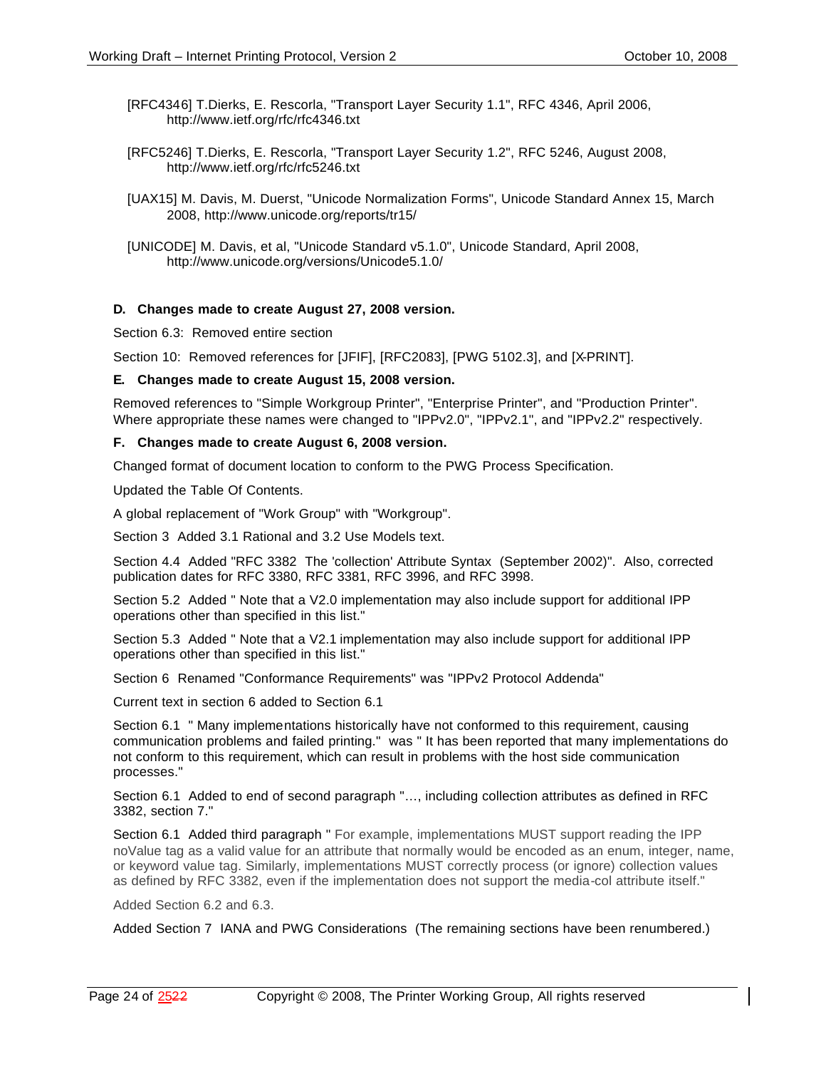[RFC4346] T.Dierks, E. Rescorla, "Transport Layer Security 1.1", RFC 4346, April 2006, http://www.ietf.org/rfc/rfc4346.txt

[RFC5246] T.Dierks, E. Rescorla, "Transport Layer Security 1.2", RFC 5246, August 2008, http://www.ietf.org/rfc/rfc5246.txt

[UAX15] M. Davis, M. Duerst, "Unicode Normalization Forms", Unicode Standard Annex 15, March 2008, http://www.unicode.org/reports/tr15/

[UNICODE] M. Davis, et al, "Unicode Standard v5.1.0", Unicode Standard, April 2008, http://www.unicode.org/versions/Unicode5.1.0/

### D. Changes made to create August 27, 2008 version.

Section 6.3: Removed entire section

Section 10: Removed references for [JFIF], [RFC2083], [PWG 5102.3], and [X-PRINT].

### E. Changes made to create August 15, 2008 version.

Removed references to "Simple Workgroup Printer", "Enterprise Printer", and "Production Printer". Where appropriate these names were changed to "IPPv2.0", "IPPv2.1", and "IPPv2.2" respectively.

### F. Changes made to create August 6, 2008 version.

Changed format of document location to conform to the PWG Process Specification.

Updated the Table Of Contents.

A global replacement of "Work Group" with "Workgroup".

Section 3 Added 3.1 Rational and 3.2 Use Models text.

Section 4.4 Added "RFC 3382 The 'collection' Attribute Syntax (September 2002)". Also, corrected publication dates for RFC 3380, RFC 3381, RFC 3996, and RFC 3998.

Section 5.2 Added " Note that a V2.0 implementation may also include support for additional IPP operations other than specified in this list."

Section 5.3 Added " Note that a V2.1 implementation may also include support for additional IPP operations other than specified in this list."

Section 6 Renamed "Conformance Requirements" was "IPPv2 Protocol Addenda"

Current text in section 6 added to Section 6.1

Section 6.1 " Many implementations historically have not conformed to this requirement, causing communication problems and failed printing." was " It has been reported that many implementations do not conform to this requirement, which can result in problems with the host side communication processes."

Section 6.1 Added to end of second paragraph "…, including collection attributes as defined in RFC 3382, section 7."

Section 6.1 Added third paragraph " For example, implementations MUST support reading the IPP noValue tag as a valid value for an attribute that normally would be encoded as an enum, integer, name, or keyword value tag. Similarly, implementations MUST correctly process (or ignore) collection values as defined by RFC 3382, even if the implementation does not support the media-col attribute itself."

Added Section 6.2 and 6.3.

Added Section 7 IANA and PWG Considerations (The remaining sections have been renumbered.)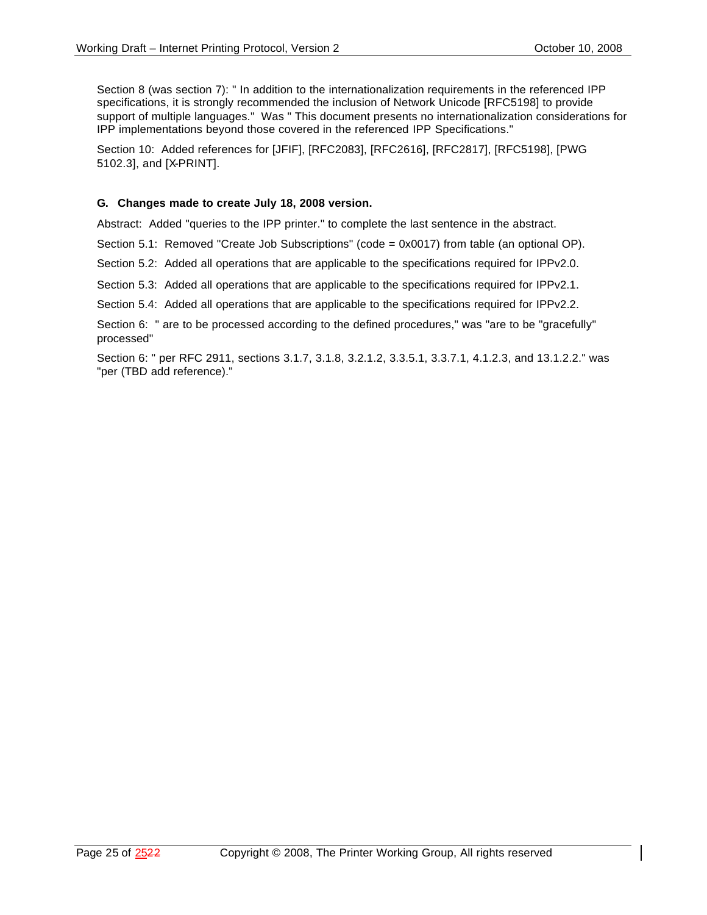Section 8 (was section 7): " In addition to the internationalization requirements in the referenced IPP specifications, it is strongly recommended the inclusion of Network Unicode [RFC5198] to provide support of multiple languages." Was " This document presents no internationalization considerations for IPP implementations beyond those covered in the referenced IPP Specifications."

Section 10: Added references for [JFIF], [RFC2083], [RFC2616], [RFC2817], [RFC5198], [PWG 5102.3], and [X-PRINT].

### G. Changes made to create July 18, 2008 version.

Abstract: Added "queries to the IPP printer." to complete the last sentence in the abstract.

Section 5.1: Removed "Create Job Subscriptions" (code = 0x0017) from table (an optional OP).

Section 5.2: Added all operations that are applicable to the specifications required for IPPv2.0.

Section 5.3: Added all operations that are applicable to the specifications required for IPPv2.1.

Section 5.4: Added all operations that are applicable to the specifications required for IPPv2.2.

Section 6: " are to be processed according to the defined procedures," was "are to be "gracefully" processed"

Section 6: " per RFC 2911, sections 3.1.7, 3.1.8, 3.2.1.2, 3.3.5.1, 3.3.7.1, 4.1.2.3, and 13.1.2.2." was "per (TBD add reference)."